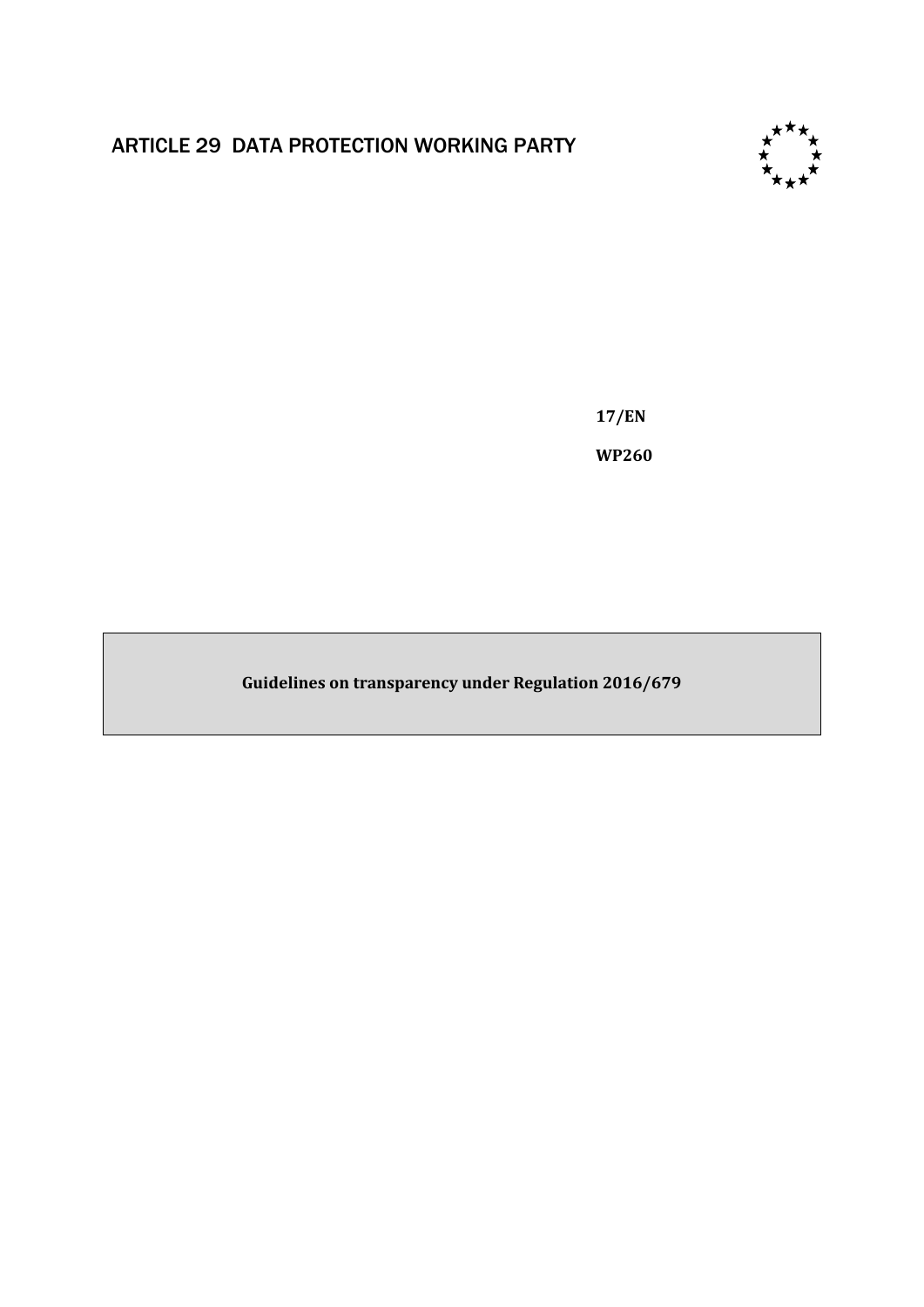ARTICLE 29 DATA PROTECTION WORKING PARTY

**17/EN**

**WP260**

**Guidelines on transparency under Regulation 2016/679**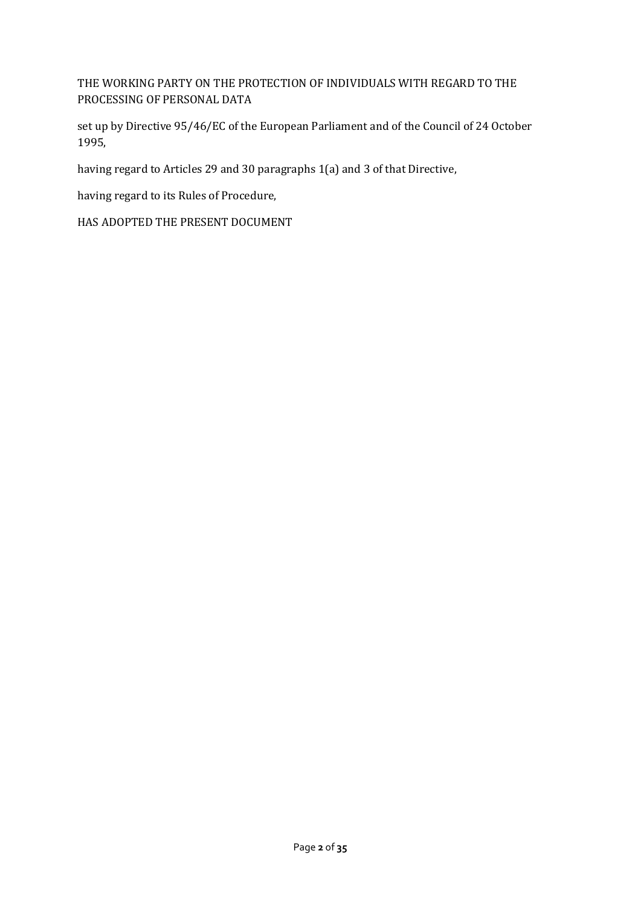THE WORKING PARTY ON THE PROTECTION OF INDIVIDUALS WITH REGARD TO THE PROCESSING OF PERSONAL DATA

set up by Directive 95/46/EC of the European Parliament and of the Council of 24 October 1995,

having regard to Articles 29 and 30 paragraphs 1(a) and 3 of that Directive,

having regard to its Rules of Procedure,

HAS ADOPTED THE PRESENT DOCUMENT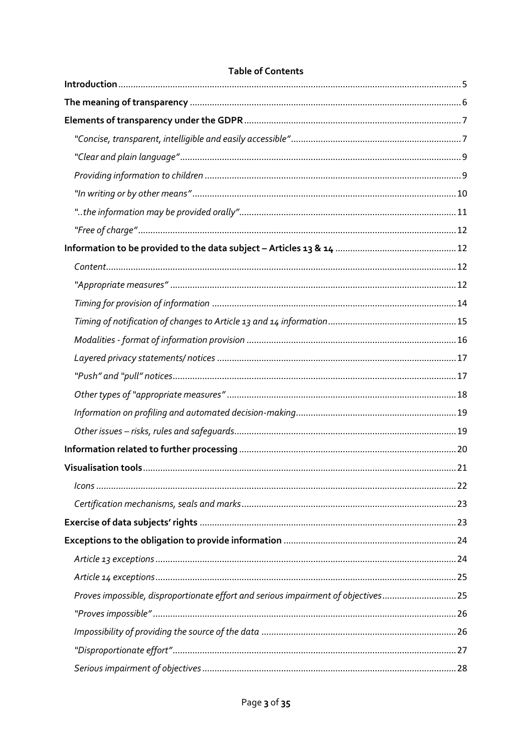**Table of Contents**

**Introduction** ........ 5

**The meaning of transparency** ........ 6

**Elements of transparency under the GDPR** ........ 7

*"Concise, transparent, intelligible and easily accessible"* ........ 7

*"Clear and plain language"* ........ 9

*Providing information to children* ........ 9

*"In writing or by other means"* ........ 10

*"..the information may be provided orally"* ........ 11

*"Free of charge"* ........ 12

**Information to be provided to the data subject – Articles 13 & 14** ........ 12

*Content* ........ 12

*"Appropriate measures"* ........ 12

*Timing for provision of information* ........ 14

*Timing of notification of changes to Article 13 and 14 information* ........ 15

*Modalities - format of information provision* ........ 16

*Layered privacy statements/ notices* ........ 17

*"Push" and "pull" notices* ........ 17

*Other types of "appropriate measures"* ........ 18

*Information on profiling and automated decision-making* ........ 19

*Other issues – risks, rules and safeguards* ........ 19

**Information related to further processing** ........ 20

**Visualisation tools** ........ 21

*Icons* ........ 22

*Certification mechanisms, seals and marks* ........ 23

**Exercise of data subjects' rights** ........ 23

**Exceptions to the obligation to provide information** ........ 24

*Article 13 exceptions* ........ 24

*Article 14 exceptions* ........ 25

*Proves impossible, disproportionate effort and serious impairment of objectives* ........ 25

*"Proves impossible"* ........ 26

*Impossibility of providing the source of the data* ........ 26

*"Disproportionate effort"* ........ 27

*Serious impairment of objectives* ........ 28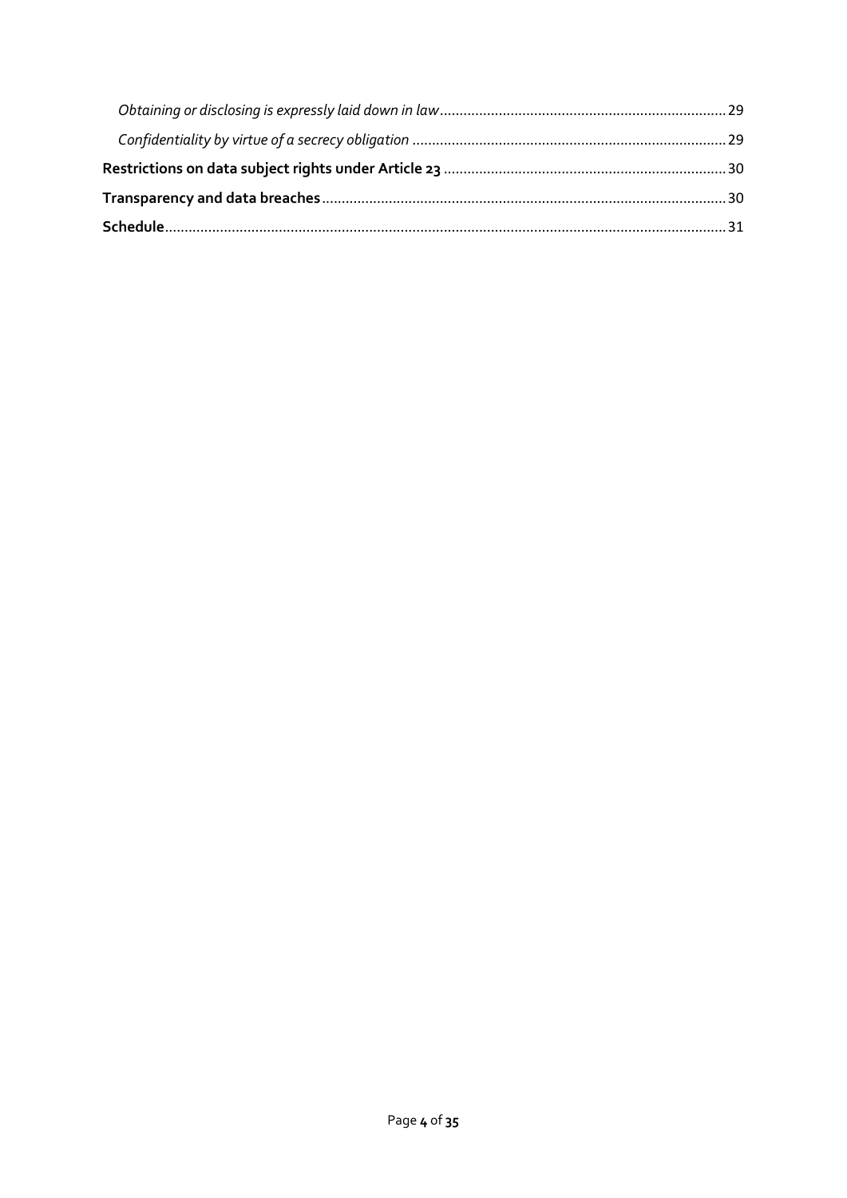*Obtaining or disclosing is expressly laid down in law* ........................................................................ 29

*Confidentiality by virtue of a secrecy obligation* ............................................................................... 29

**Restrictions on data subject rights under Article 23** ....................................................................... 30

**Transparency and data breaches** ...................................................................................................... 30

**Schedule** .............................................................................................................................................. 31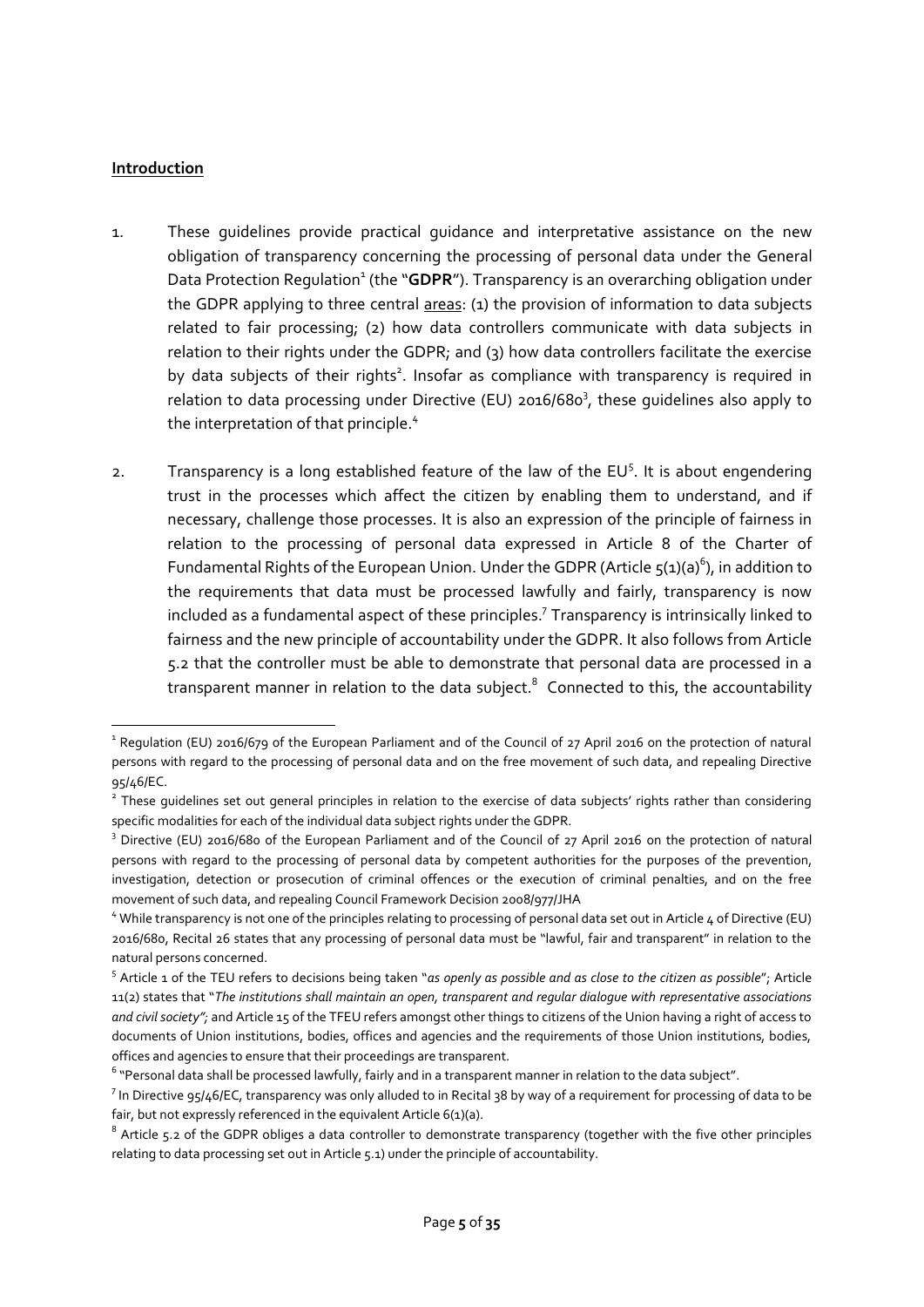**Introduction**

1. These guidelines provide practical guidance and interpretative assistance on the new obligation of transparency concerning the processing of personal data under the General Data Protection Regulation[1] (the "**GDPR**"). Transparency is an overarching obligation under the GDPR applying to three central areas: (1) the provision of information to data subjects related to fair processing; (2) how data controllers communicate with data subjects in relation to their rights under the GDPR; and (3) how data controllers facilitate the exercise by data subjects of their rights[2]. Insofar as compliance with transparency is required in relation to data processing under Directive (EU) 2016/680[3], these guidelines also apply to the interpretation of that principle.[4]

2. Transparency is a long established feature of the law of the EU[5]. It is about engendering trust in the processes which affect the citizen by enabling them to understand, and if necessary, challenge those processes. It is also an expression of the principle of fairness in relation to the processing of personal data expressed in Article 8 of the Charter of Fundamental Rights of the European Union. Under the GDPR (Article 5(1)(a)[6]), in addition to the requirements that data must be processed lawfully and fairly, transparency is now included as a fundamental aspect of these principles.[7] Transparency is intrinsically linked to fairness and the new principle of accountability under the GDPR. It also follows from Article 5.2 that the controller must be able to demonstrate that personal data are processed in a transparent manner in relation to the data subject.[8] Connected to this, the accountability

---

[1] Regulation (EU) 2016/679 of the European Parliament and of the Council of 27 April 2016 on the protection of natural persons with regard to the processing of personal data and on the free movement of such data, and repealing Directive 95/46/EC.

[2] These guidelines set out general principles in relation to the exercise of data subjects' rights rather than considering specific modalities for each of the individual data subject rights under the GDPR.

[3] Directive (EU) 2016/680 of the European Parliament and of the Council of 27 April 2016 on the protection of natural persons with regard to the processing of personal data by competent authorities for the purposes of the prevention, investigation, detection or prosecution of criminal offences or the execution of criminal penalties, and on the free movement of such data, and repealing Council Framework Decision 2008/977/JHA

[4] While transparency is not one of the principles relating to processing of personal data set out in Article 4 of Directive (EU) 2016/680, Recital 26 states that any processing of personal data must be "lawful, fair and transparent" in relation to the natural persons concerned.

[5] Article 1 of the TEU refers to decisions being taken "*as openly as possible and as close to the citizen as possible*"; Article 11(2) states that "*The institutions shall maintain an open, transparent and regular dialogue with representative associations and civil society"*; and Article 15 of the TFEU refers amongst other things to citizens of the Union having a right of access to documents of Union institutions, bodies, offices and agencies and the requirements of those Union institutions, bodies, offices and agencies to ensure that their proceedings are transparent.

[6] "Personal data shall be processed lawfully, fairly and in a transparent manner in relation to the data subject".

[7] In Directive 95/46/EC, transparency was only alluded to in Recital 38 by way of a requirement for processing of data to be fair, but not expressly referenced in the equivalent Article 6(1)(a).

[8] Article 5.2 of the GDPR obliges a data controller to demonstrate transparency (together with the five other principles relating to data processing set out in Article 5.1) under the principle of accountability.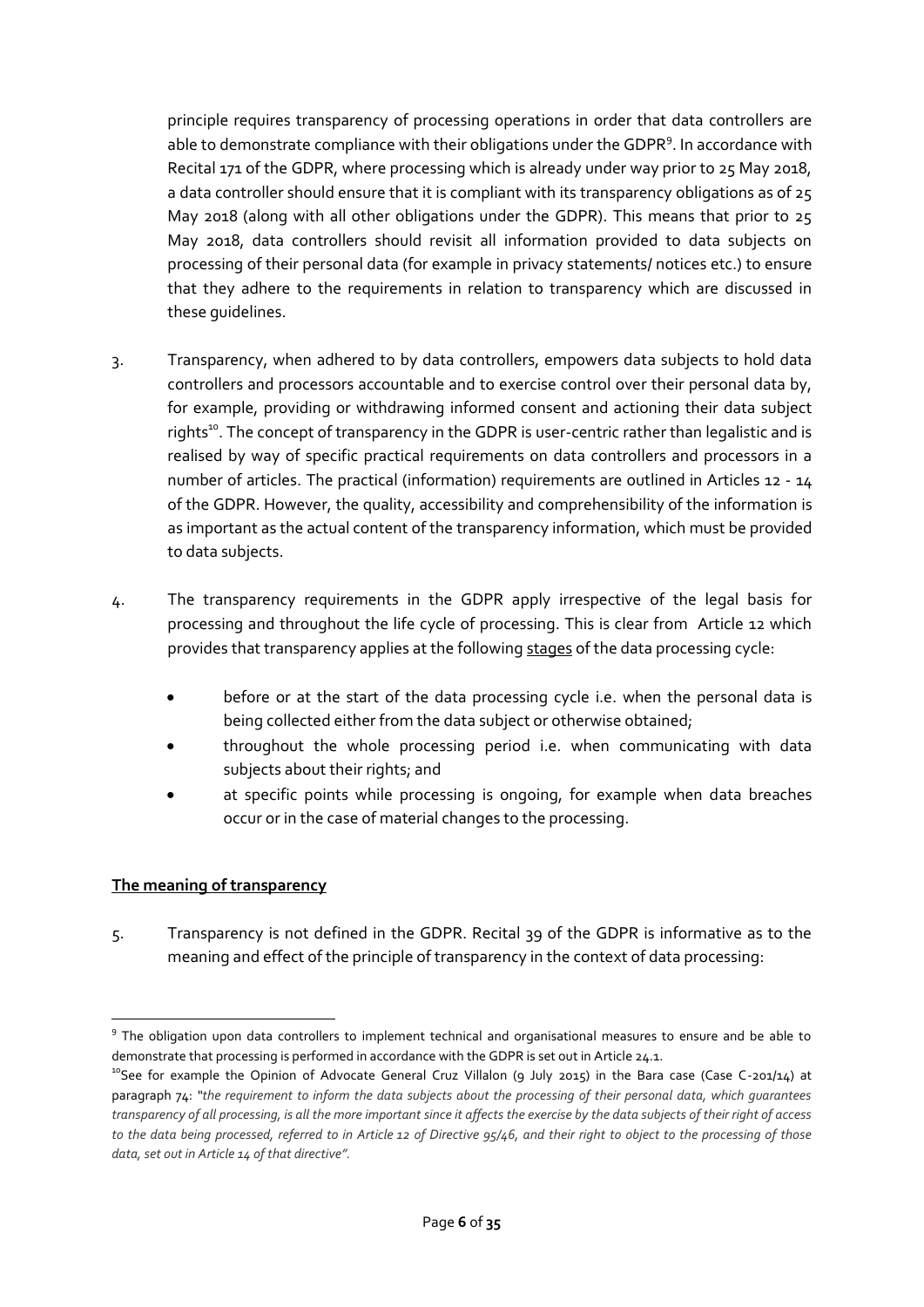principle requires transparency of processing operations in order that data controllers are able to demonstrate compliance with their obligations under the GDPR[9]. In accordance with Recital 171 of the GDPR, where processing which is already under way prior to 25 May 2018, a data controller should ensure that it is compliant with its transparency obligations as of 25 May 2018 (along with all other obligations under the GDPR). This means that prior to 25 May 2018, data controllers should revisit all information provided to data subjects on processing of their personal data (for example in privacy statements/ notices etc.) to ensure that they adhere to the requirements in relation to transparency which are discussed in these guidelines.

3. Transparency, when adhered to by data controllers, empowers data subjects to hold data controllers and processors accountable and to exercise control over their personal data by, for example, providing or withdrawing informed consent and actioning their data subject rights[10]. The concept of transparency in the GDPR is user-centric rather than legalistic and is realised by way of specific practical requirements on data controllers and processors in a number of articles. The practical (information) requirements are outlined in Articles 12 - 14 of the GDPR. However, the quality, accessibility and comprehensibility of the information is as important as the actual content of the transparency information, which must be provided to data subjects.

4. The transparency requirements in the GDPR apply irrespective of the legal basis for processing and throughout the life cycle of processing. This is clear from Article 12 which provides that transparency applies at the following <u>stages</u> of the data processing cycle:

- before or at the start of the data processing cycle i.e. when the personal data is being collected either from the data subject or otherwise obtained;
- throughout the whole processing period i.e. when communicating with data subjects about their rights; and
- at specific points while processing is ongoing, for example when data breaches occur or in the case of material changes to the processing.

## <u>The meaning of transparency</u>

5. Transparency is not defined in the GDPR. Recital 39 of the GDPR is informative as to the meaning and effect of the principle of transparency in the context of data processing:

---

[9] The obligation upon data controllers to implement technical and organisational measures to ensure and be able to demonstrate that processing is performed in accordance with the GDPR is set out in Article 24.1.

[10] See for example the Opinion of Advocate General Cruz Villalon (9 July 2015) in the Bara case (Case C-201/14) at paragraph 74: *"the requirement to inform the data subjects about the processing of their personal data, which guarantees transparency of all processing, is all the more important since it affects the exercise by the data subjects of their right of access to the data being processed, referred to in Article 12 of Directive 95/46, and their right to object to the processing of those data, set out in Article 14 of that directive".*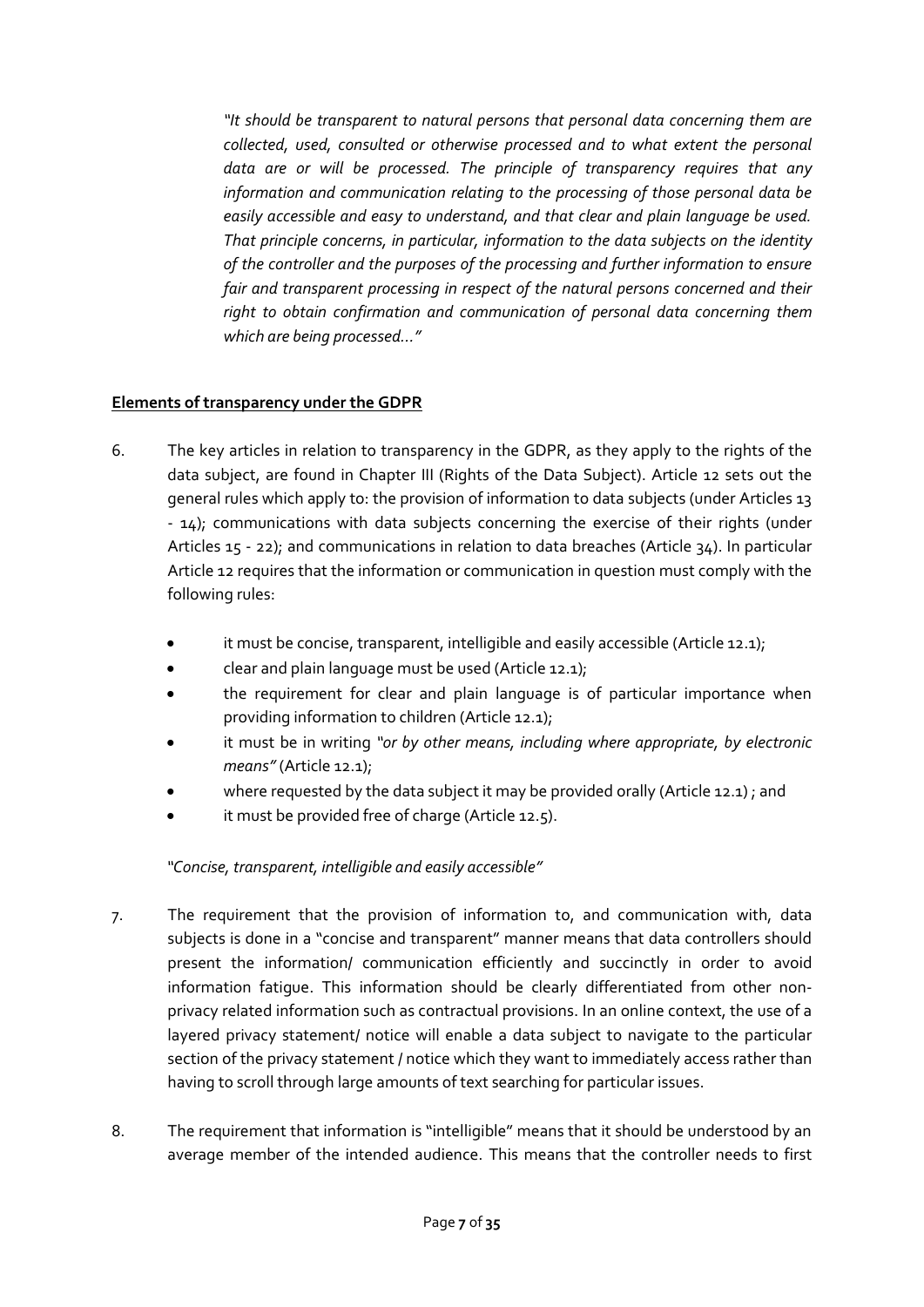*"It should be transparent to natural persons that personal data concerning them are collected, used, consulted or otherwise processed and to what extent the personal data are or will be processed. The principle of transparency requires that any information and communication relating to the processing of those personal data be easily accessible and easy to understand, and that clear and plain language be used. That principle concerns, in particular, information to the data subjects on the identity of the controller and the purposes of the processing and further information to ensure fair and transparent processing in respect of the natural persons concerned and their right to obtain confirmation and communication of personal data concerning them which are being processed..."*

## **Elements of transparency under the GDPR**

6. The key articles in relation to transparency in the GDPR, as they apply to the rights of the data subject, are found in Chapter III (Rights of the Data Subject). Article 12 sets out the general rules which apply to: the provision of information to data subjects (under Articles 13 - 14); communications with data subjects concerning the exercise of their rights (under Articles 15 - 22); and communications in relation to data breaches (Article 34). In particular Article 12 requires that the information or communication in question must comply with the following rules:

   - it must be concise, transparent, intelligible and easily accessible (Article 12.1);
   - clear and plain language must be used (Article 12.1);
   - the requirement for clear and plain language is of particular importance when providing information to children (Article 12.1);
   - it must be in writing *"or by other means, including where appropriate, by electronic means"* (Article 12.1);
   - where requested by the data subject it may be provided orally (Article 12.1) ; and
   - it must be provided free of charge (Article 12.5).

*"Concise, transparent, intelligible and easily accessible"*

7. The requirement that the provision of information to, and communication with, data subjects is done in a "concise and transparent" manner means that data controllers should present the information/ communication efficiently and succinctly in order to avoid information fatigue. This information should be clearly differentiated from other non-privacy related information such as contractual provisions. In an online context, the use of a layered privacy statement/ notice will enable a data subject to navigate to the particular section of the privacy statement / notice which they want to immediately access rather than having to scroll through large amounts of text searching for particular issues.

8. The requirement that information is "intelligible" means that it should be understood by an average member of the intended audience. This means that the controller needs to first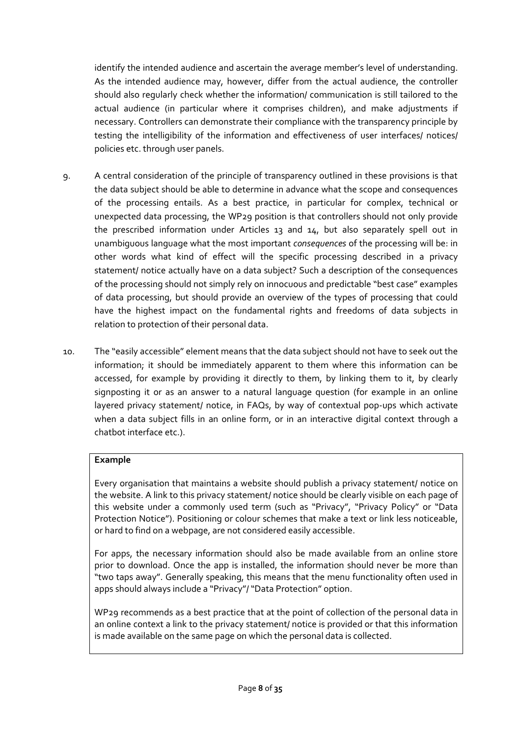identify the intended audience and ascertain the average member's level of understanding. As the intended audience may, however, differ from the actual audience, the controller should also regularly check whether the information/ communication is still tailored to the actual audience (in particular where it comprises children), and make adjustments if necessary. Controllers can demonstrate their compliance with the transparency principle by testing the intelligibility of the information and effectiveness of user interfaces/ notices/ policies etc. through user panels.

9. A central consideration of the principle of transparency outlined in these provisions is that the data subject should be able to determine in advance what the scope and consequences of the processing entails. As a best practice, in particular for complex, technical or unexpected data processing, the WP29 position is that controllers should not only provide the prescribed information under Articles 13 and 14, but also separately spell out in unambiguous language what the most important *consequences* of the processing will be: in other words what kind of effect will the specific processing described in a privacy statement/ notice actually have on a data subject? Such a description of the consequences of the processing should not simply rely on innocuous and predictable "best case" examples of data processing, but should provide an overview of the types of processing that could have the highest impact on the fundamental rights and freedoms of data subjects in relation to protection of their personal data.

10. The "easily accessible" element means that the data subject should not have to seek out the information; it should be immediately apparent to them where this information can be accessed, for example by providing it directly to them, by linking them to it, by clearly signposting it or as an answer to a natural language question (for example in an online layered privacy statement/ notice, in FAQs, by way of contextual pop-ups which activate when a data subject fills in an online form, or in an interactive digital context through a chatbot interface etc.).

**Example**

Every organisation that maintains a website should publish a privacy statement/ notice on the website. A link to this privacy statement/ notice should be clearly visible on each page of this website under a commonly used term (such as "Privacy", "Privacy Policy" or "Data Protection Notice"). Positioning or colour schemes that make a text or link less noticeable, or hard to find on a webpage, are not considered easily accessible.

For apps, the necessary information should also be made available from an online store prior to download. Once the app is installed, the information should never be more than "two taps away". Generally speaking, this means that the menu functionality often used in apps should always include a "Privacy"/ "Data Protection" option.

WP29 recommends as a best practice that at the point of collection of the personal data in an online context a link to the privacy statement/ notice is provided or that this information is made available on the same page on which the personal data is collected.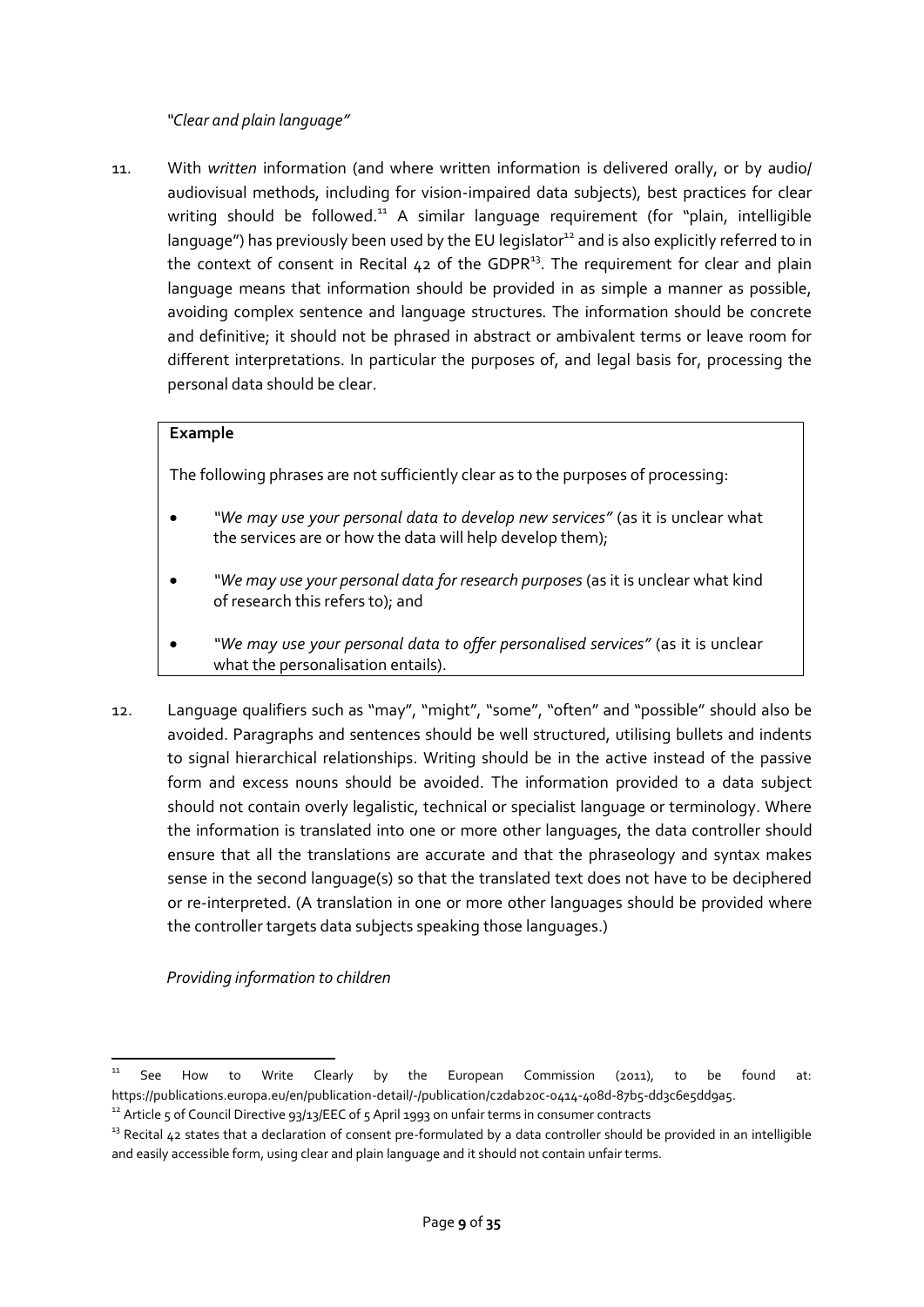*"Clear and plain language"*

11. With *written* information (and where written information is delivered orally, or by audio/ audiovisual methods, including for vision-impaired data subjects), best practices for clear writing should be followed.[11] A similar language requirement (for "plain, intelligible language") has previously been used by the EU legislator[12] and is also explicitly referred to in the context of consent in Recital 42 of the GDPR[13]. The requirement for clear and plain language means that information should be provided in as simple a manner as possible, avoiding complex sentence and language structures. The information should be concrete and definitive; it should not be phrased in abstract or ambivalent terms or leave room for different interpretations. In particular the purposes of, and legal basis for, processing the personal data should be clear.

> **Example**
>
> The following phrases are not sufficiently clear as to the purposes of processing:
>
> - *"We may use your personal data to develop new services"* (as it is unclear what the services are or how the data will help develop them);
> - *"We may use your personal data for research purposes* (as it is unclear what kind of research this refers to); and
> - *"We may use your personal data to offer personalised services"* (as it is unclear what the personalisation entails).

12. Language qualifiers such as "may", "might", "some", "often" and "possible" should also be avoided. Paragraphs and sentences should be well structured, utilising bullets and indents to signal hierarchical relationships. Writing should be in the active instead of the passive form and excess nouns should be avoided. The information provided to a data subject should not contain overly legalistic, technical or specialist language or terminology. Where the information is translated into one or more other languages, the data controller should ensure that all the translations are accurate and that the phraseology and syntax makes sense in the second language(s) so that the translated text does not have to be deciphered or re-interpreted. (A translation in one or more other languages should be provided where the controller targets data subjects speaking those languages.)

*Providing information to children*

---

[11] See How to Write Clearly by the European Commission (2011), to be found at: https://publications.europa.eu/en/publication-detail/-/publication/c2dab20c-0414-408d-87b5-dd3c6e5dd9a5.

[12] Article 5 of Council Directive 93/13/EEC of 5 April 1993 on unfair terms in consumer contracts

[13] Recital 42 states that a declaration of consent pre-formulated by a data controller should be provided in an intelligible and easily accessible form, using clear and plain language and it should not contain unfair terms.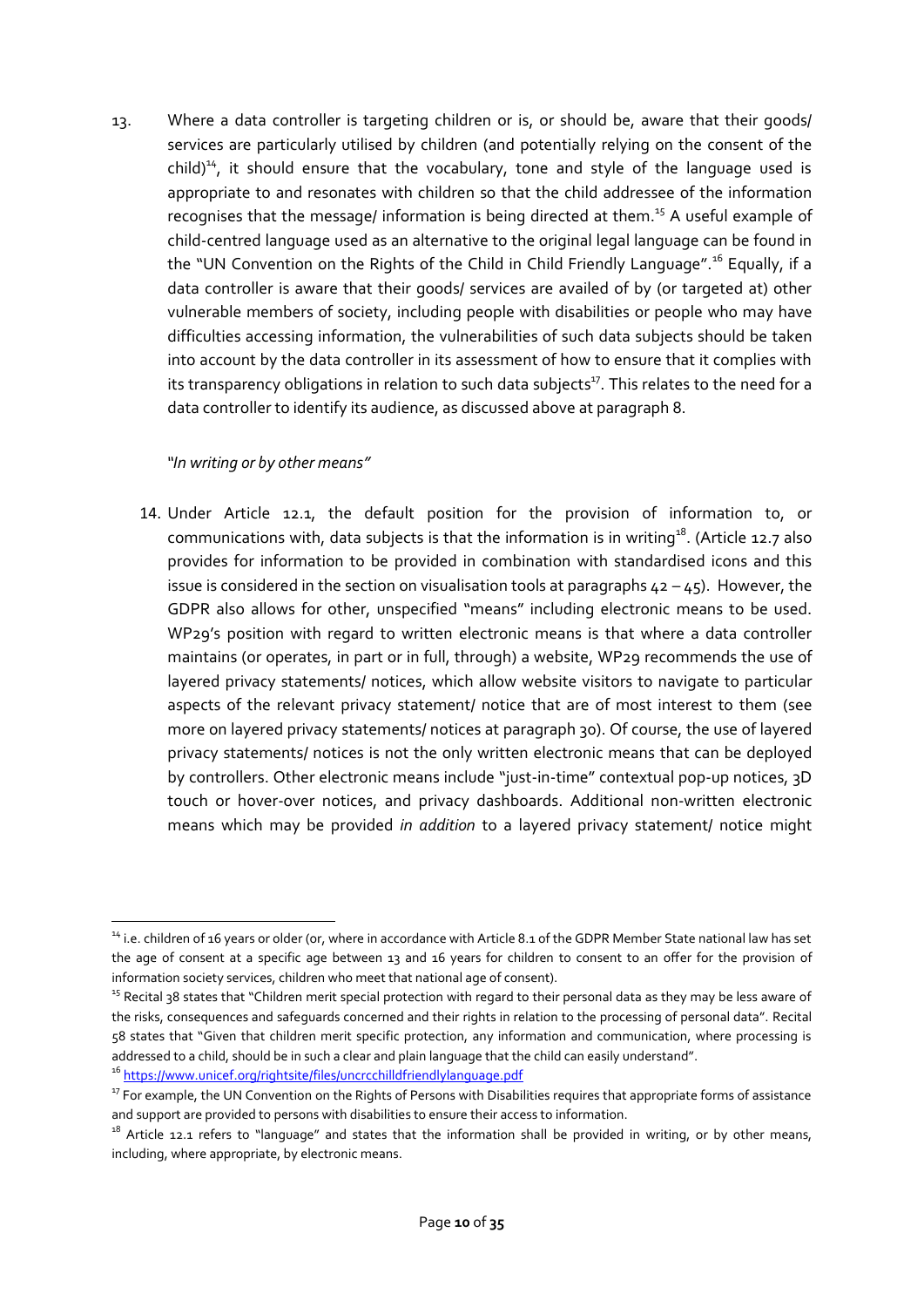13. Where a data controller is targeting children or is, or should be, aware that their goods/ services are particularly utilised by children (and potentially relying on the consent of the child)[14], it should ensure that the vocabulary, tone and style of the language used is appropriate to and resonates with children so that the child addressee of the information recognises that the message/ information is being directed at them.[15] A useful example of child-centred language used as an alternative to the original legal language can be found in the "UN Convention on the Rights of the Child in Child Friendly Language".[16] Equally, if a data controller is aware that their goods/ services are availed of by (or targeted at) other vulnerable members of society, including people with disabilities or people who may have difficulties accessing information, the vulnerabilities of such data subjects should be taken into account by the data controller in its assessment of how to ensure that it complies with its transparency obligations in relation to such data subjects[17]. This relates to the need for a data controller to identify its audience, as discussed above at paragraph 8.

*"In writing or by other means"*

14. Under Article 12.1, the default position for the provision of information to, or communications with, data subjects is that the information is in writing[18]. (Article 12.7 also provides for information to be provided in combination with standardised icons and this issue is considered in the section on visualisation tools at paragraphs 42 – 45). However, the GDPR also allows for other, unspecified "means" including electronic means to be used. WP29's position with regard to written electronic means is that where a data controller maintains (or operates, in part or in full, through) a website, WP29 recommends the use of layered privacy statements/ notices, which allow website visitors to navigate to particular aspects of the relevant privacy statement/ notice that are of most interest to them (see more on layered privacy statements/ notices at paragraph 30). Of course, the use of layered privacy statements/ notices is not the only written electronic means that can be deployed by controllers. Other electronic means include "just-in-time" contextual pop-up notices, 3D touch or hover-over notices, and privacy dashboards. Additional non-written electronic means which may be provided *in addition* to a layered privacy statement/ notice might

---

[14] i.e. children of 16 years or older (or, where in accordance with Article 8.1 of the GDPR Member State national law has set the age of consent at a specific age between 13 and 16 years for children to consent to an offer for the provision of information society services, children who meet that national age of consent).

[15] Recital 38 states that "Children merit special protection with regard to their personal data as they may be less aware of the risks, consequences and safeguards concerned and their rights in relation to the processing of personal data". Recital 58 states that "Given that children merit specific protection, any information and communication, where processing is addressed to a child, should be in such a clear and plain language that the child can easily understand".

[16] https://www.unicef.org/rightsite/files/uncrcchilldfriendlylanguage.pdf

[17] For example, the UN Convention on the Rights of Persons with Disabilities requires that appropriate forms of assistance and support are provided to persons with disabilities to ensure their access to information.

[18] Article 12.1 refers to "language" and states that the information shall be provided in writing, or by other means, including, where appropriate, by electronic means.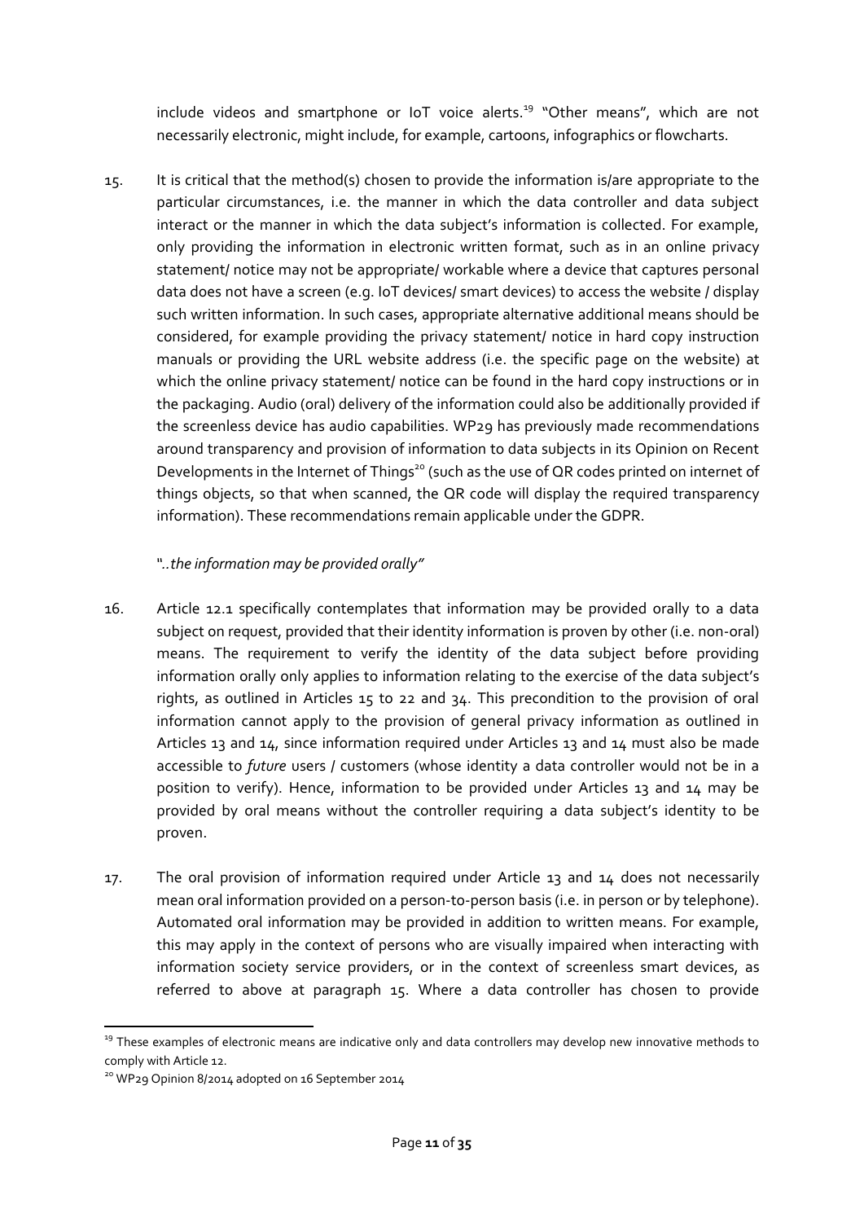include videos and smartphone or IoT voice alerts.[19] "Other means", which are not necessarily electronic, might include, for example, cartoons, infographics or flowcharts.

15. It is critical that the method(s) chosen to provide the information is/are appropriate to the particular circumstances, i.e. the manner in which the data controller and data subject interact or the manner in which the data subject's information is collected. For example, only providing the information in electronic written format, such as in an online privacy statement/ notice may not be appropriate/ workable where a device that captures personal data does not have a screen (e.g. IoT devices/ smart devices) to access the website / display such written information. In such cases, appropriate alternative additional means should be considered, for example providing the privacy statement/ notice in hard copy instruction manuals or providing the URL website address (i.e. the specific page on the website) at which the online privacy statement/ notice can be found in the hard copy instructions or in the packaging. Audio (oral) delivery of the information could also be additionally provided if the screenless device has audio capabilities. WP29 has previously made recommendations around transparency and provision of information to data subjects in its Opinion on Recent Developments in the Internet of Things[20] (such as the use of QR codes printed on internet of things objects, so that when scanned, the QR code will display the required transparency information). These recommendations remain applicable under the GDPR.

*"..the information may be provided orally"*

16. Article 12.1 specifically contemplates that information may be provided orally to a data subject on request, provided that their identity information is proven by other (i.e. non-oral) means. The requirement to verify the identity of the data subject before providing information orally only applies to information relating to the exercise of the data subject's rights, as outlined in Articles 15 to 22 and 34. This precondition to the provision of oral information cannot apply to the provision of general privacy information as outlined in Articles 13 and 14, since information required under Articles 13 and 14 must also be made accessible to *future* users / customers (whose identity a data controller would not be in a position to verify). Hence, information to be provided under Articles 13 and 14 may be provided by oral means without the controller requiring a data subject's identity to be proven.

17. The oral provision of information required under Article 13 and 14 does not necessarily mean oral information provided on a person-to-person basis (i.e. in person or by telephone). Automated oral information may be provided in addition to written means. For example, this may apply in the context of persons who are visually impaired when interacting with information society service providers, or in the context of screenless smart devices, as referred to above at paragraph 15. Where a data controller has chosen to provide

---

[19] These examples of electronic means are indicative only and data controllers may develop new innovative methods to comply with Article 12.

[20] WP29 Opinion 8/2014 adopted on 16 September 2014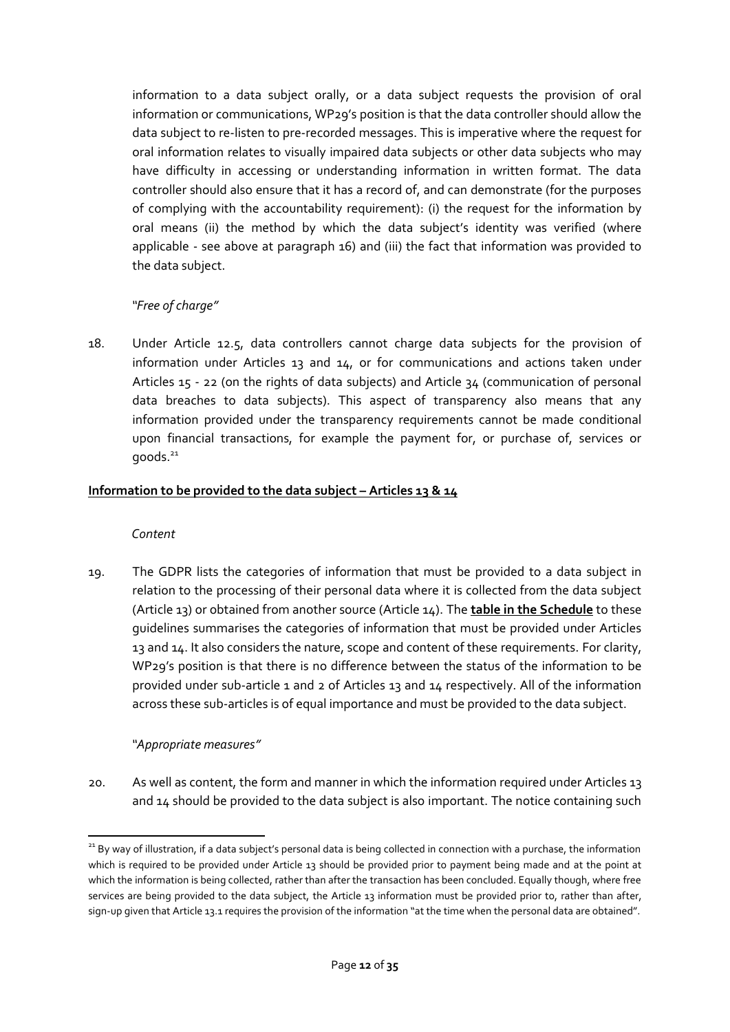information to a data subject orally, or a data subject requests the provision of oral information or communications, WP29's position is that the data controller should allow the data subject to re-listen to pre-recorded messages. This is imperative where the request for oral information relates to visually impaired data subjects or other data subjects who may have difficulty in accessing or understanding information in written format. The data controller should also ensure that it has a record of, and can demonstrate (for the purposes of complying with the accountability requirement): (i) the request for the information by oral means (ii) the method by which the data subject's identity was verified (where applicable - see above at paragraph 16) and (iii) the fact that information was provided to the data subject.

*"Free of charge"*

18. Under Article 12.5, data controllers cannot charge data subjects for the provision of information under Articles 13 and 14, or for communications and actions taken under Articles 15 - 22 (on the rights of data subjects) and Article 34 (communication of personal data breaches to data subjects). This aspect of transparency also means that any information provided under the transparency requirements cannot be made conditional upon financial transactions, for example the payment for, or purchase of, services or goods.[21]

**Information to be provided to the data subject – Articles 13 & 14**

*Content*

19. The GDPR lists the categories of information that must be provided to a data subject in relation to the processing of their personal data where it is collected from the data subject (Article 13) or obtained from another source (Article 14). The **table in the Schedule** to these guidelines summarises the categories of information that must be provided under Articles 13 and 14. It also considers the nature, scope and content of these requirements. For clarity, WP29's position is that there is no difference between the status of the information to be provided under sub-article 1 and 2 of Articles 13 and 14 respectively. All of the information across these sub-articles is of equal importance and must be provided to the data subject.

*"Appropriate measures"*

20. As well as content, the form and manner in which the information required under Articles 13 and 14 should be provided to the data subject is also important. The notice containing such

[21] By way of illustration, if a data subject's personal data is being collected in connection with a purchase, the information which is required to be provided under Article 13 should be provided prior to payment being made and at the point at which the information is being collected, rather than after the transaction has been concluded. Equally though, where free services are being provided to the data subject, the Article 13 information must be provided prior to, rather than after, sign-up given that Article 13.1 requires the provision of the information "at the time when the personal data are obtained".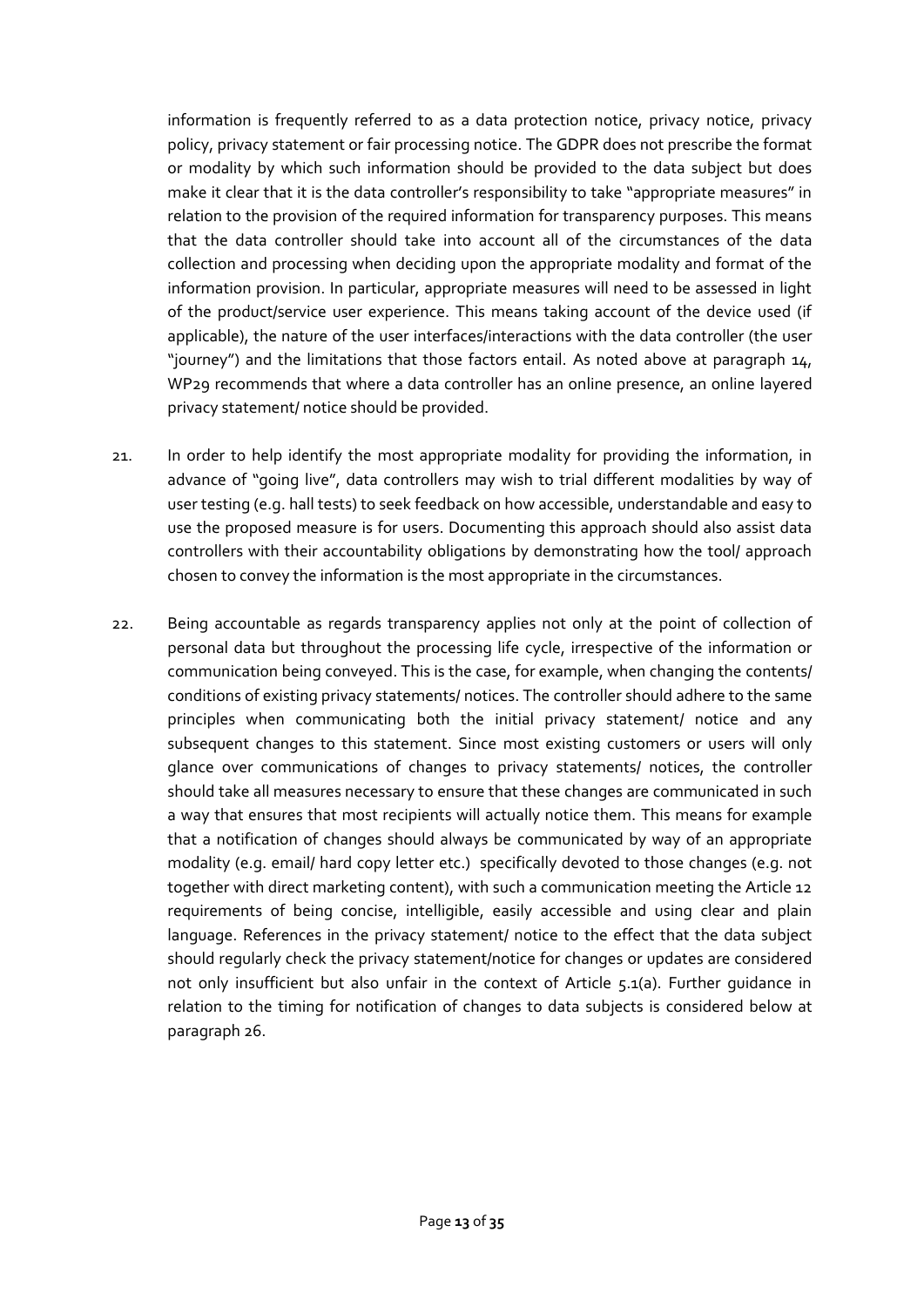information is frequently referred to as a data protection notice, privacy notice, privacy policy, privacy statement or fair processing notice. The GDPR does not prescribe the format or modality by which such information should be provided to the data subject but does make it clear that it is the data controller's responsibility to take "appropriate measures" in relation to the provision of the required information for transparency purposes. This means that the data controller should take into account all of the circumstances of the data collection and processing when deciding upon the appropriate modality and format of the information provision. In particular, appropriate measures will need to be assessed in light of the product/service user experience. This means taking account of the device used (if applicable), the nature of the user interfaces/interactions with the data controller (the user "journey") and the limitations that those factors entail. As noted above at paragraph 14, WP29 recommends that where a data controller has an online presence, an online layered privacy statement/ notice should be provided.

21. In order to help identify the most appropriate modality for providing the information, in advance of "going live", data controllers may wish to trial different modalities by way of user testing (e.g. hall tests) to seek feedback on how accessible, understandable and easy to use the proposed measure is for users. Documenting this approach should also assist data controllers with their accountability obligations by demonstrating how the tool/ approach chosen to convey the information is the most appropriate in the circumstances.

22. Being accountable as regards transparency applies not only at the point of collection of personal data but throughout the processing life cycle, irrespective of the information or communication being conveyed. This is the case, for example, when changing the contents/ conditions of existing privacy statements/ notices. The controller should adhere to the same principles when communicating both the initial privacy statement/ notice and any subsequent changes to this statement. Since most existing customers or users will only glance over communications of changes to privacy statements/ notices, the controller should take all measures necessary to ensure that these changes are communicated in such a way that ensures that most recipients will actually notice them. This means for example that a notification of changes should always be communicated by way of an appropriate modality (e.g. email/ hard copy letter etc.) specifically devoted to those changes (e.g. not together with direct marketing content), with such a communication meeting the Article 12 requirements of being concise, intelligible, easily accessible and using clear and plain language. References in the privacy statement/ notice to the effect that the data subject should regularly check the privacy statement/notice for changes or updates are considered not only insufficient but also unfair in the context of Article 5.1(a). Further guidance in relation to the timing for notification of changes to data subjects is considered below at paragraph 26.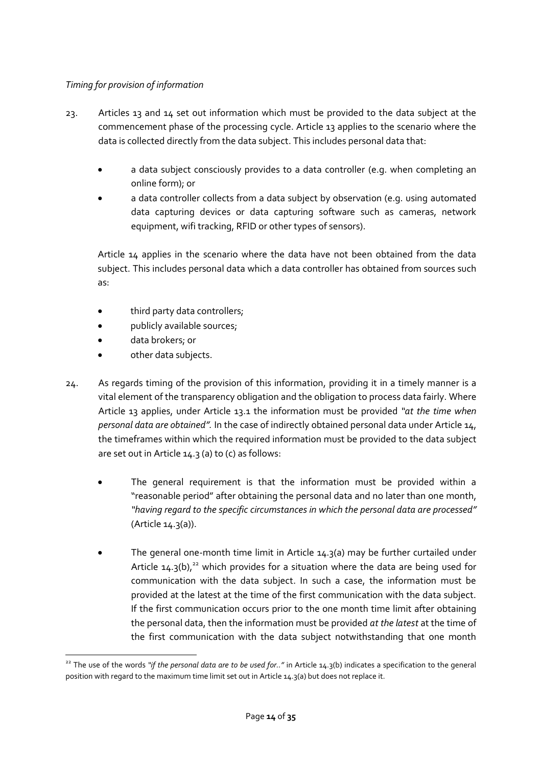*Timing for provision of information*

23. Articles 13 and 14 set out information which must be provided to the data subject at the commencement phase of the processing cycle. Article 13 applies to the scenario where the data is collected directly from the data subject. This includes personal data that:

    - a data subject consciously provides to a data controller (e.g. when completing an online form); or
    - a data controller collects from a data subject by observation (e.g. using automated data capturing devices or data capturing software such as cameras, network equipment, wifi tracking, RFID or other types of sensors).

    Article 14 applies in the scenario where the data have not been obtained from the data subject. This includes personal data which a data controller has obtained from sources such as:

    - third party data controllers;
    - publicly available sources;
    - data brokers; or
    - other data subjects.

24. As regards timing of the provision of this information, providing it in a timely manner is a vital element of the transparency obligation and the obligation to process data fairly. Where Article 13 applies, under Article 13.1 the information must be provided *"at the time when personal data are obtained".* In the case of indirectly obtained personal data under Article 14, the timeframes within which the required information must be provided to the data subject are set out in Article 14.3 (a) to (c) as follows:

    - The general requirement is that the information must be provided within a "reasonable period" after obtaining the personal data and no later than one month, *"having regard to the specific circumstances in which the personal data are processed"* (Article 14.3(a)).

    - The general one-month time limit in Article 14.3(a) may be further curtailed under Article 14.3(b),[22] which provides for a situation where the data are being used for communication with the data subject. In such a case, the information must be provided at the latest at the time of the first communication with the data subject. If the first communication occurs prior to the one month time limit after obtaining the personal data, then the information must be provided *at the latest* at the time of the first communication with the data subject notwithstanding that one month

---

[22] The use of the words *"if the personal data are to be used for.."* in Article 14.3(b) indicates a specification to the general position with regard to the maximum time limit set out in Article 14.3(a) but does not replace it.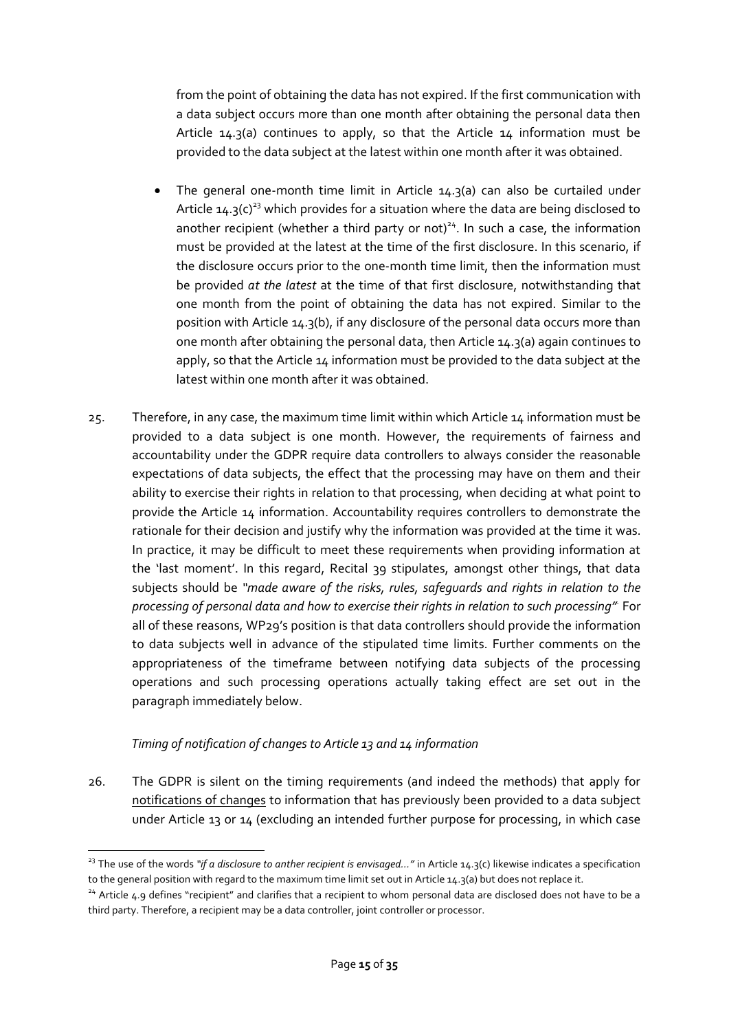from the point of obtaining the data has not expired. If the first communication with a data subject occurs more than one month after obtaining the personal data then Article 14.3(a) continues to apply, so that the Article 14 information must be provided to the data subject at the latest within one month after it was obtained.

- The general one-month time limit in Article 14.3(a) can also be curtailed under Article 14.3(c)[23] which provides for a situation where the data are being disclosed to another recipient (whether a third party or not)[24]. In such a case, the information must be provided at the latest at the time of the first disclosure. In this scenario, if the disclosure occurs prior to the one-month time limit, then the information must be provided *at the latest* at the time of that first disclosure, notwithstanding that one month from the point of obtaining the data has not expired. Similar to the position with Article 14.3(b), if any disclosure of the personal data occurs more than one month after obtaining the personal data, then Article 14.3(a) again continues to apply, so that the Article 14 information must be provided to the data subject at the latest within one month after it was obtained.

25. Therefore, in any case, the maximum time limit within which Article 14 information must be provided to a data subject is one month. However, the requirements of fairness and accountability under the GDPR require data controllers to always consider the reasonable expectations of data subjects, the effect that the processing may have on them and their ability to exercise their rights in relation to that processing, when deciding at what point to provide the Article 14 information. Accountability requires controllers to demonstrate the rationale for their decision and justify why the information was provided at the time it was. In practice, it may be difficult to meet these requirements when providing information at the 'last moment'. In this regard, Recital 39 stipulates, amongst other things, that data subjects should be *"made aware of the risks, rules, safeguards and rights in relation to the processing of personal data and how to exercise their rights in relation to such processing"* For all of these reasons, WP29's position is that data controllers should provide the information to data subjects well in advance of the stipulated time limits. Further comments on the appropriateness of the timeframe between notifying data subjects of the processing operations and such processing operations actually taking effect are set out in the paragraph immediately below.

*Timing of notification of changes to Article 13 and 14 information*

26. The GDPR is silent on the timing requirements (and indeed the methods) that apply for <u>notifications of changes</u> to information that has previously been provided to a data subject under Article 13 or 14 (excluding an intended further purpose for processing, in which case

---

[23] The use of the words *"if a disclosure to anther recipient is envisaged…"* in Article 14.3(c) likewise indicates a specification to the general position with regard to the maximum time limit set out in Article 14.3(a) but does not replace it.

[24] Article 4.9 defines "recipient" and clarifies that a recipient to whom personal data are disclosed does not have to be a third party. Therefore, a recipient may be a data controller, joint controller or processor.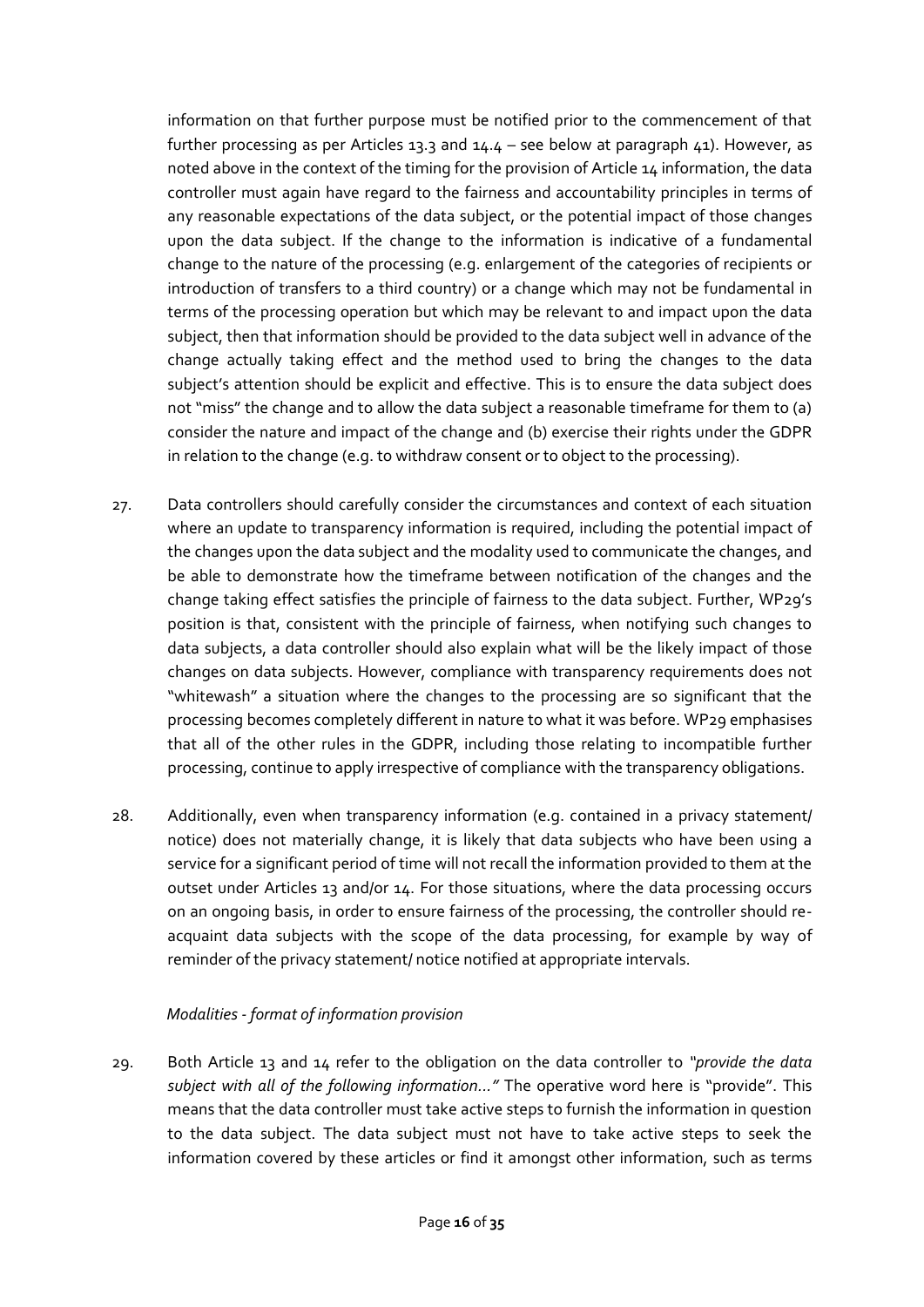information on that further purpose must be notified prior to the commencement of that further processing as per Articles 13.3 and 14.4 – see below at paragraph 41). However, as noted above in the context of the timing for the provision of Article 14 information, the data controller must again have regard to the fairness and accountability principles in terms of any reasonable expectations of the data subject, or the potential impact of those changes upon the data subject. If the change to the information is indicative of a fundamental change to the nature of the processing (e.g. enlargement of the categories of recipients or introduction of transfers to a third country) or a change which may not be fundamental in terms of the processing operation but which may be relevant to and impact upon the data subject, then that information should be provided to the data subject well in advance of the change actually taking effect and the method used to bring the changes to the data subject's attention should be explicit and effective. This is to ensure the data subject does not "miss" the change and to allow the data subject a reasonable timeframe for them to (a) consider the nature and impact of the change and (b) exercise their rights under the GDPR in relation to the change (e.g. to withdraw consent or to object to the processing).

27. Data controllers should carefully consider the circumstances and context of each situation where an update to transparency information is required, including the potential impact of the changes upon the data subject and the modality used to communicate the changes, and be able to demonstrate how the timeframe between notification of the changes and the change taking effect satisfies the principle of fairness to the data subject. Further, WP29's position is that, consistent with the principle of fairness, when notifying such changes to data subjects, a data controller should also explain what will be the likely impact of those changes on data subjects. However, compliance with transparency requirements does not "whitewash" a situation where the changes to the processing are so significant that the processing becomes completely different in nature to what it was before. WP29 emphasises that all of the other rules in the GDPR, including those relating to incompatible further processing, continue to apply irrespective of compliance with the transparency obligations.

28. Additionally, even when transparency information (e.g. contained in a privacy statement/ notice) does not materially change, it is likely that data subjects who have been using a service for a significant period of time will not recall the information provided to them at the outset under Articles 13 and/or 14. For those situations, where the data processing occurs on an ongoing basis, in order to ensure fairness of the processing, the controller should re-acquaint data subjects with the scope of the data processing, for example by way of reminder of the privacy statement/ notice notified at appropriate intervals.

*Modalities - format of information provision*

29. Both Article 13 and 14 refer to the obligation on the data controller to *"provide the data subject with all of the following information…"* The operative word here is "provide". This means that the data controller must take active steps to furnish the information in question to the data subject. The data subject must not have to take active steps to seek the information covered by these articles or find it amongst other information, such as terms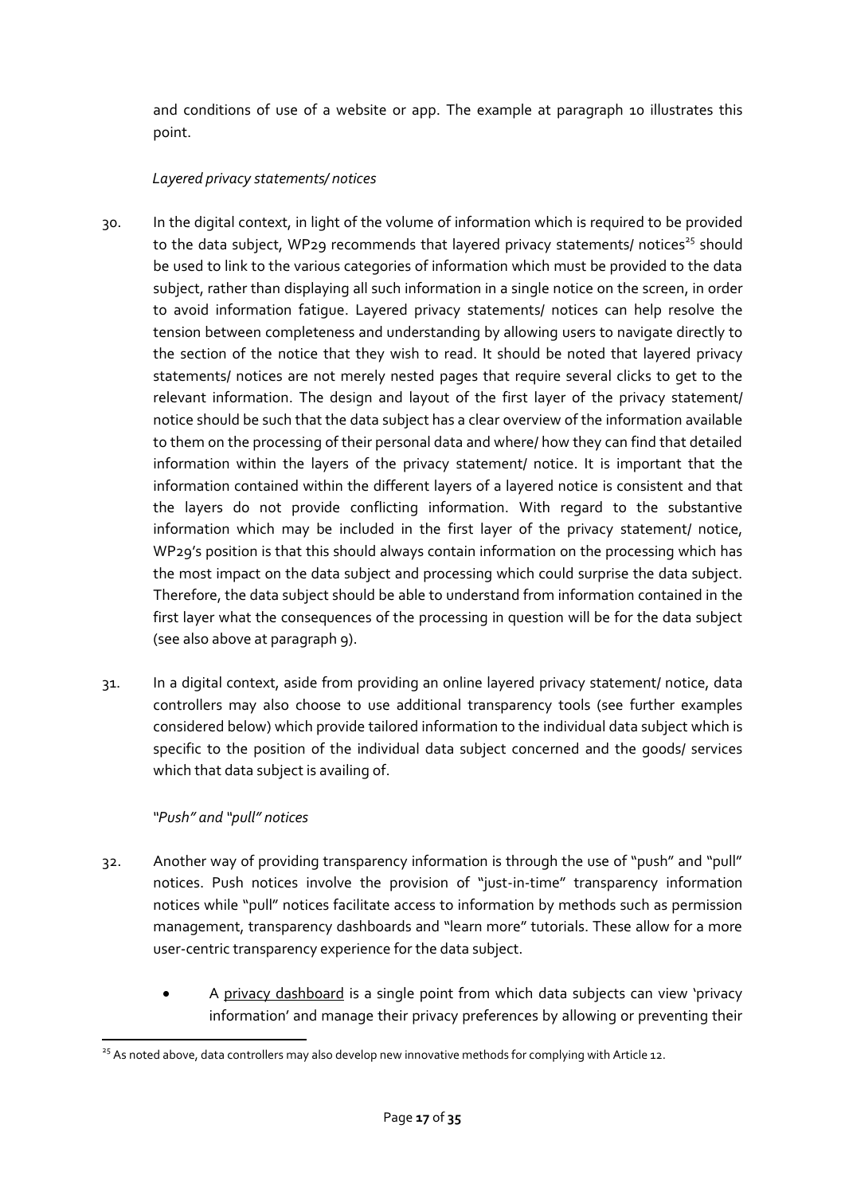and conditions of use of a website or app. The example at paragraph 10 illustrates this point.

*Layered privacy statements/ notices*

30. In the digital context, in light of the volume of information which is required to be provided to the data subject, WP29 recommends that layered privacy statements/ notices[25] should be used to link to the various categories of information which must be provided to the data subject, rather than displaying all such information in a single notice on the screen, in order to avoid information fatigue. Layered privacy statements/ notices can help resolve the tension between completeness and understanding by allowing users to navigate directly to the section of the notice that they wish to read. It should be noted that layered privacy statements/ notices are not merely nested pages that require several clicks to get to the relevant information. The design and layout of the first layer of the privacy statement/ notice should be such that the data subject has a clear overview of the information available to them on the processing of their personal data and where/ how they can find that detailed information within the layers of the privacy statement/ notice. It is important that the information contained within the different layers of a layered notice is consistent and that the layers do not provide conflicting information. With regard to the substantive information which may be included in the first layer of the privacy statement/ notice, WP29's position is that this should always contain information on the processing which has the most impact on the data subject and processing which could surprise the data subject. Therefore, the data subject should be able to understand from information contained in the first layer what the consequences of the processing in question will be for the data subject (see also above at paragraph 9).

31. In a digital context, aside from providing an online layered privacy statement/ notice, data controllers may also choose to use additional transparency tools (see further examples considered below) which provide tailored information to the individual data subject which is specific to the position of the individual data subject concerned and the goods/ services which that data subject is availing of.

*"Push" and "pull" notices*

32. Another way of providing transparency information is through the use of "push" and "pull" notices. Push notices involve the provision of "just-in-time" transparency information notices while "pull" notices facilitate access to information by methods such as permission management, transparency dashboards and "learn more" tutorials. These allow for a more user-centric transparency experience for the data subject.

- A privacy dashboard is a single point from which data subjects can view 'privacy information' and manage their privacy preferences by allowing or preventing their

[25] As noted above, data controllers may also develop new innovative methods for complying with Article 12.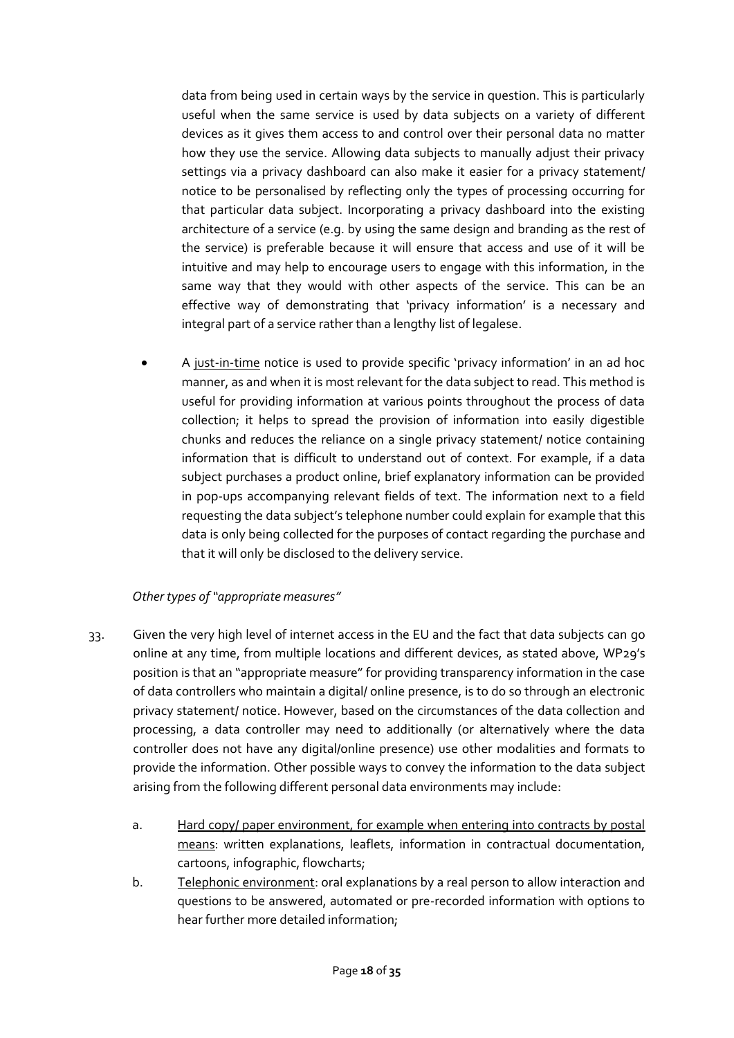data from being used in certain ways by the service in question. This is particularly useful when the same service is used by data subjects on a variety of different devices as it gives them access to and control over their personal data no matter how they use the service. Allowing data subjects to manually adjust their privacy settings via a privacy dashboard can also make it easier for a privacy statement/ notice to be personalised by reflecting only the types of processing occurring for that particular data subject. Incorporating a privacy dashboard into the existing architecture of a service (e.g. by using the same design and branding as the rest of the service) is preferable because it will ensure that access and use of it will be intuitive and may help to encourage users to engage with this information, in the same way that they would with other aspects of the service. This can be an effective way of demonstrating that 'privacy information' is a necessary and integral part of a service rather than a lengthy list of legalese.

- A just-in-time notice is used to provide specific 'privacy information' in an ad hoc manner, as and when it is most relevant for the data subject to read. This method is useful for providing information at various points throughout the process of data collection; it helps to spread the provision of information into easily digestible chunks and reduces the reliance on a single privacy statement/ notice containing information that is difficult to understand out of context. For example, if a data subject purchases a product online, brief explanatory information can be provided in pop-ups accompanying relevant fields of text. The information next to a field requesting the data subject's telephone number could explain for example that this data is only being collected for the purposes of contact regarding the purchase and that it will only be disclosed to the delivery service.

*Other types of "appropriate measures"*

33. Given the very high level of internet access in the EU and the fact that data subjects can go online at any time, from multiple locations and different devices, as stated above, WP29's position is that an "appropriate measure" for providing transparency information in the case of data controllers who maintain a digital/ online presence, is to do so through an electronic privacy statement/ notice. However, based on the circumstances of the data collection and processing, a data controller may need to additionally (or alternatively where the data controller does not have any digital/online presence) use other modalities and formats to provide the information. Other possible ways to convey the information to the data subject arising from the following different personal data environments may include:

    a. Hard copy/ paper environment, for example when entering into contracts by postal means: written explanations, leaflets, information in contractual documentation, cartoons, infographic, flowcharts;

    b. Telephonic environment: oral explanations by a real person to allow interaction and questions to be answered, automated or pre-recorded information with options to hear further more detailed information;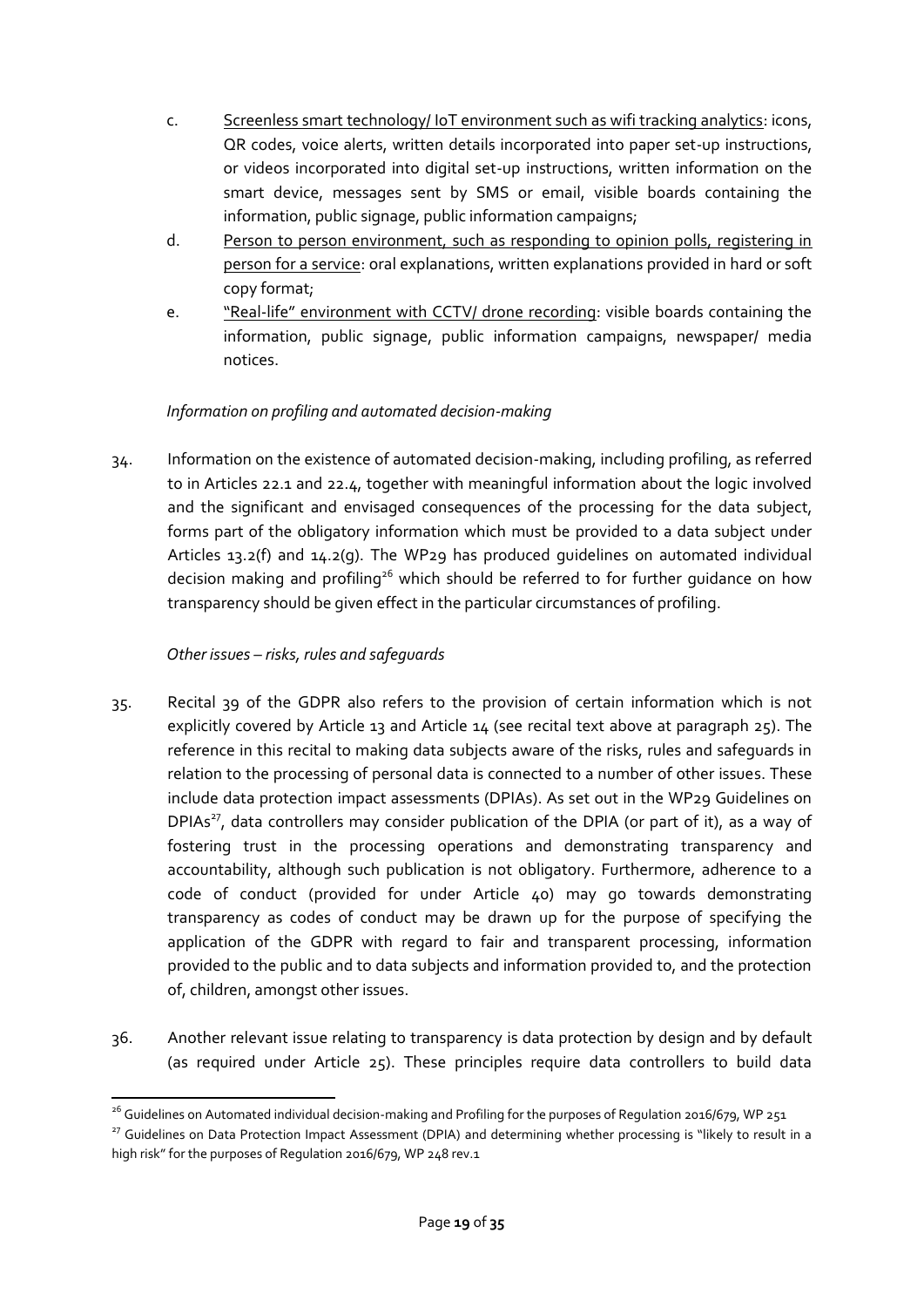c. Screenless smart technology/ IoT environment such as wifi tracking analytics: icons, QR codes, voice alerts, written details incorporated into paper set-up instructions, or videos incorporated into digital set-up instructions, written information on the smart device, messages sent by SMS or email, visible boards containing the information, public signage, public information campaigns;

d. Person to person environment, such as responding to opinion polls, registering in person for a service: oral explanations, written explanations provided in hard or soft copy format;

e. "Real-life" environment with CCTV/ drone recording: visible boards containing the information, public signage, public information campaigns, newspaper/ media notices.

*Information on profiling and automated decision-making*

34. Information on the existence of automated decision-making, including profiling, as referred to in Articles 22.1 and 22.4, together with meaningful information about the logic involved and the significant and envisaged consequences of the processing for the data subject, forms part of the obligatory information which must be provided to a data subject under Articles 13.2(f) and 14.2(g). The WP29 has produced guidelines on automated individual decision making and profiling[26] which should be referred to for further guidance on how transparency should be given effect in the particular circumstances of profiling.

*Other issues – risks, rules and safeguards*

35. Recital 39 of the GDPR also refers to the provision of certain information which is not explicitly covered by Article 13 and Article 14 (see recital text above at paragraph 25). The reference in this recital to making data subjects aware of the risks, rules and safeguards in relation to the processing of personal data is connected to a number of other issues. These include data protection impact assessments (DPIAs). As set out in the WP29 Guidelines on DPIAs[27], data controllers may consider publication of the DPIA (or part of it), as a way of fostering trust in the processing operations and demonstrating transparency and accountability, although such publication is not obligatory. Furthermore, adherence to a code of conduct (provided for under Article 40) may go towards demonstrating transparency as codes of conduct may be drawn up for the purpose of specifying the application of the GDPR with regard to fair and transparent processing, information provided to the public and to data subjects and information provided to, and the protection of, children, amongst other issues.

36. Another relevant issue relating to transparency is data protection by design and by default (as required under Article 25). These principles require data controllers to build data

---

[26] Guidelines on Automated individual decision-making and Profiling for the purposes of Regulation 2016/679, WP 251

[27] Guidelines on Data Protection Impact Assessment (DPIA) and determining whether processing is "likely to result in a high risk" for the purposes of Regulation 2016/679, WP 248 rev.1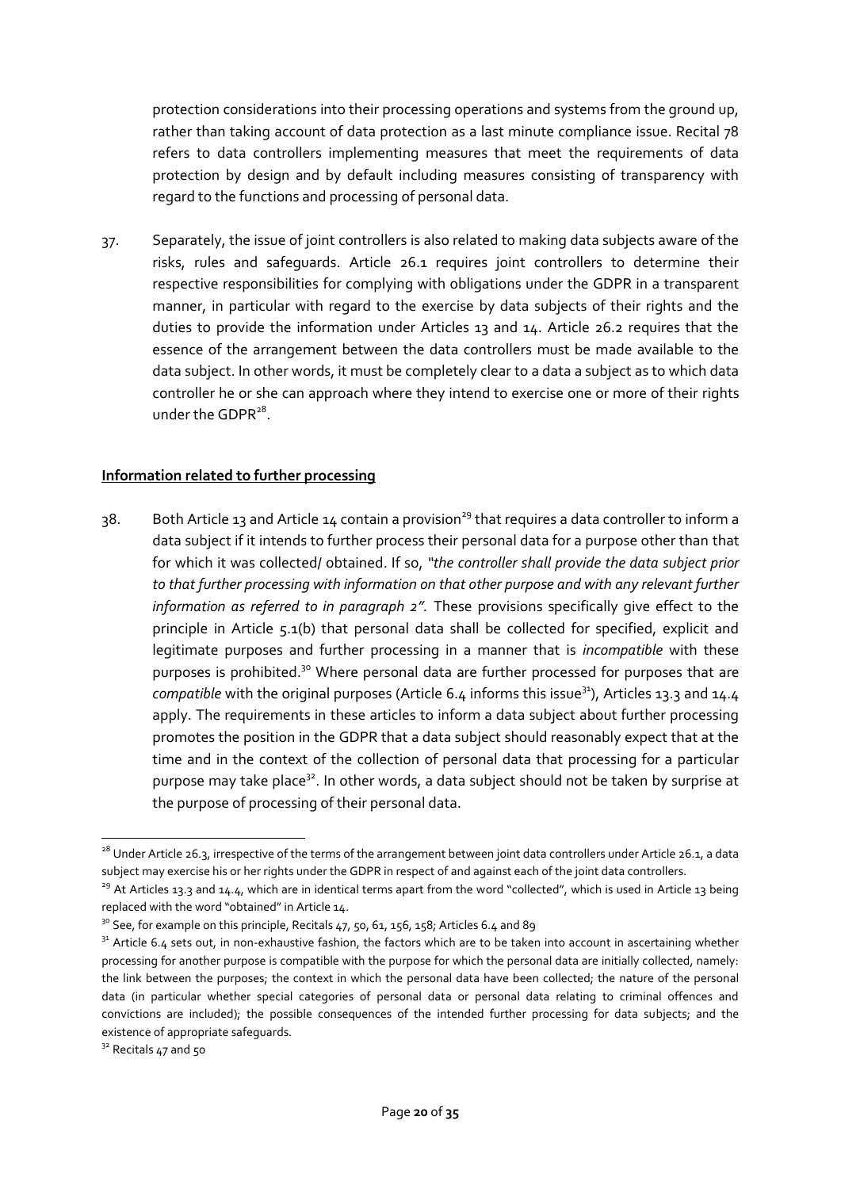protection considerations into their processing operations and systems from the ground up, rather than taking account of data protection as a last minute compliance issue. Recital 78 refers to data controllers implementing measures that meet the requirements of data protection by design and by default including measures consisting of transparency with regard to the functions and processing of personal data.

37. Separately, the issue of joint controllers is also related to making data subjects aware of the risks, rules and safeguards. Article 26.1 requires joint controllers to determine their respective responsibilities for complying with obligations under the GDPR in a transparent manner, in particular with regard to the exercise by data subjects of their rights and the duties to provide the information under Articles 13 and 14. Article 26.2 requires that the essence of the arrangement between the data controllers must be made available to the data subject. In other words, it must be completely clear to a data a subject as to which data controller he or she can approach where they intend to exercise one or more of their rights under the GDPR[28].

**Information related to further processing**

38. Both Article 13 and Article 14 contain a provision[29] that requires a data controller to inform a data subject if it intends to further process their personal data for a purpose other than that for which it was collected/ obtained. If so, *"the controller shall provide the data subject prior to that further processing with information on that other purpose and with any relevant further information as referred to in paragraph 2".* These provisions specifically give effect to the principle in Article 5.1(b) that personal data shall be collected for specified, explicit and legitimate purposes and further processing in a manner that is *incompatible* with these purposes is prohibited.[30] Where personal data are further processed for purposes that are *compatible* with the original purposes (Article 6.4 informs this issue[31]), Articles 13.3 and 14.4 apply. The requirements in these articles to inform a data subject about further processing promotes the position in the GDPR that a data subject should reasonably expect that at the time and in the context of the collection of personal data that processing for a particular purpose may take place[32]. In other words, a data subject should not be taken by surprise at the purpose of processing of their personal data.

---

[28] Under Article 26.3, irrespective of the terms of the arrangement between joint data controllers under Article 26.1, a data subject may exercise his or her rights under the GDPR in respect of and against each of the joint data controllers.

[29] At Articles 13.3 and 14.4, which are in identical terms apart from the word "collected", which is used in Article 13 being replaced with the word "obtained" in Article 14.

[30] See, for example on this principle, Recitals 47, 50, 61, 156, 158; Articles 6.4 and 89

[31] Article 6.4 sets out, in non-exhaustive fashion, the factors which are to be taken into account in ascertaining whether processing for another purpose is compatible with the purpose for which the personal data are initially collected, namely: the link between the purposes; the context in which the personal data have been collected; the nature of the personal data (in particular whether special categories of personal data or personal data relating to criminal offences and convictions are included); the possible consequences of the intended further processing for data subjects; and the existence of appropriate safeguards.

[32] Recitals 47 and 50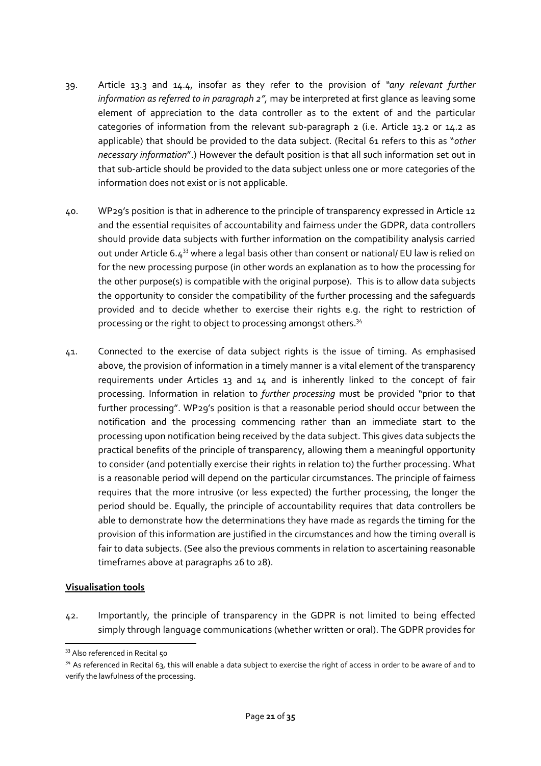39. Article 13.3 and 14.4, insofar as they refer to the provision of *"any relevant further information as referred to in paragraph 2"*, may be interpreted at first glance as leaving some element of appreciation to the data controller as to the extent of and the particular categories of information from the relevant sub-paragraph 2 (i.e. Article 13.2 or 14.2 as applicable) that should be provided to the data subject. (Recital 61 refers to this as "*other necessary information*".) However the default position is that all such information set out in that sub-article should be provided to the data subject unless one or more categories of the information does not exist or is not applicable.

40. WP29's position is that in adherence to the principle of transparency expressed in Article 12 and the essential requisites of accountability and fairness under the GDPR, data controllers should provide data subjects with further information on the compatibility analysis carried out under Article 6.4[33] where a legal basis other than consent or national/ EU law is relied on for the new processing purpose (in other words an explanation as to how the processing for the other purpose(s) is compatible with the original purpose). This is to allow data subjects the opportunity to consider the compatibility of the further processing and the safeguards provided and to decide whether to exercise their rights e.g. the right to restriction of processing or the right to object to processing amongst others.[34]

41. Connected to the exercise of data subject rights is the issue of timing. As emphasised above, the provision of information in a timely manner is a vital element of the transparency requirements under Articles 13 and 14 and is inherently linked to the concept of fair processing. Information in relation to *further processing* must be provided "prior to that further processing". WP29's position is that a reasonable period should occur between the notification and the processing commencing rather than an immediate start to the processing upon notification being received by the data subject. This gives data subjects the practical benefits of the principle of transparency, allowing them a meaningful opportunity to consider (and potentially exercise their rights in relation to) the further processing. What is a reasonable period will depend on the particular circumstances. The principle of fairness requires that the more intrusive (or less expected) the further processing, the longer the period should be. Equally, the principle of accountability requires that data controllers be able to demonstrate how the determinations they have made as regards the timing for the provision of this information are justified in the circumstances and how the timing overall is fair to data subjects. (See also the previous comments in relation to ascertaining reasonable timeframes above at paragraphs 26 to 28).

**Visualisation tools**

42. Importantly, the principle of transparency in the GDPR is not limited to being effected simply through language communications (whether written or oral). The GDPR provides for

---

[33] Also referenced in Recital 50

[34] As referenced in Recital 63, this will enable a data subject to exercise the right of access in order to be aware of and to verify the lawfulness of the processing.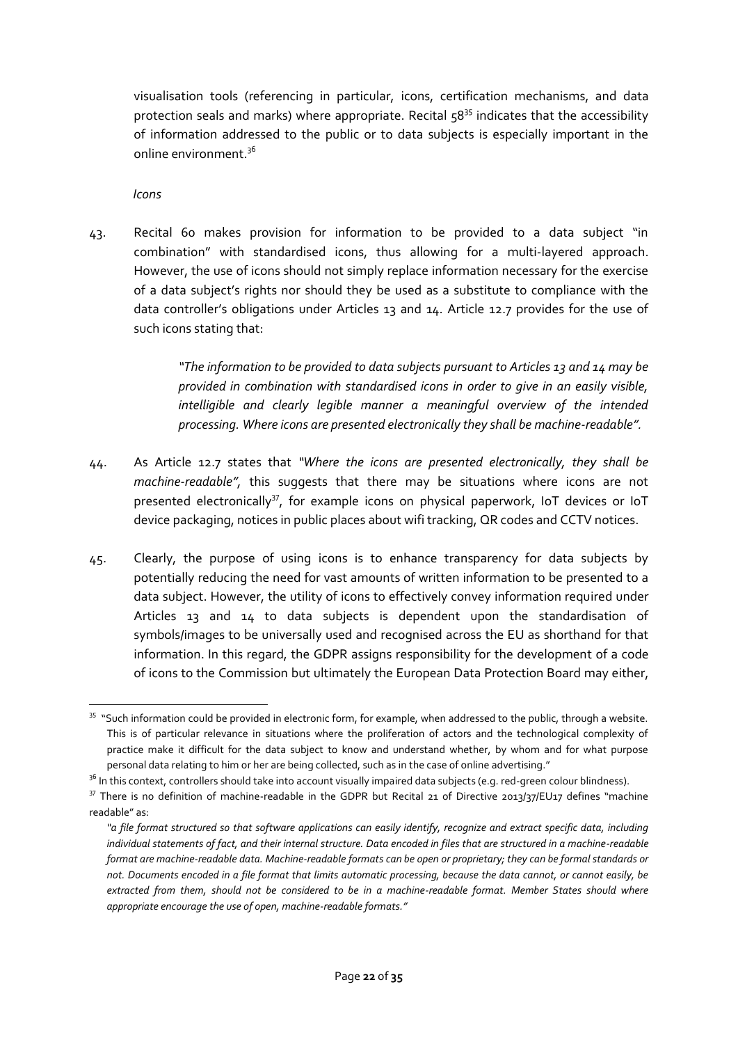visualisation tools (referencing in particular, icons, certification mechanisms, and data protection seals and marks) where appropriate. Recital 58[35] indicates that the accessibility of information addressed to the public or to data subjects is especially important in the online environment.[36]

*Icons*

43. Recital 60 makes provision for information to be provided to a data subject "in combination" with standardised icons, thus allowing for a multi-layered approach. However, the use of icons should not simply replace information necessary for the exercise of a data subject's rights nor should they be used as a substitute to compliance with the data controller's obligations under Articles 13 and 14. Article 12.7 provides for the use of such icons stating that:

> *"The information to be provided to data subjects pursuant to Articles 13 and 14 may be provided in combination with standardised icons in order to give in an easily visible, intelligible and clearly legible manner a meaningful overview of the intended processing. Where icons are presented electronically they shall be machine-readable".*

44. As Article 12.7 states that *"Where the icons are presented electronically, they shall be machine-readable"*, this suggests that there may be situations where icons are not presented electronically[37], for example icons on physical paperwork, IoT devices or IoT device packaging, notices in public places about wifi tracking, QR codes and CCTV notices.

45. Clearly, the purpose of using icons is to enhance transparency for data subjects by potentially reducing the need for vast amounts of written information to be presented to a data subject. However, the utility of icons to effectively convey information required under Articles 13 and 14 to data subjects is dependent upon the standardisation of symbols/images to be universally used and recognised across the EU as shorthand for that information. In this regard, the GDPR assigns responsibility for the development of a code of icons to the Commission but ultimately the European Data Protection Board may either,

---

[35] "Such information could be provided in electronic form, for example, when addressed to the public, through a website. This is of particular relevance in situations where the proliferation of actors and the technological complexity of practice make it difficult for the data subject to know and understand whether, by whom and for what purpose personal data relating to him or her are being collected, such as in the case of online advertising."

[36] In this context, controllers should take into account visually impaired data subjects (e.g. red-green colour blindness).

[37] There is no definition of machine-readable in the GDPR but Recital 21 of Directive 2013/37/EU17 defines "machine readable" as:

*"a file format structured so that software applications can easily identify, recognize and extract specific data, including individual statements of fact, and their internal structure. Data encoded in files that are structured in a machine-readable format are machine-readable data. Machine-readable formats can be open or proprietary; they can be formal standards or not. Documents encoded in a file format that limits automatic processing, because the data cannot, or cannot easily, be extracted from them, should not be considered to be in a machine-readable format. Member States should where appropriate encourage the use of open, machine-readable formats."*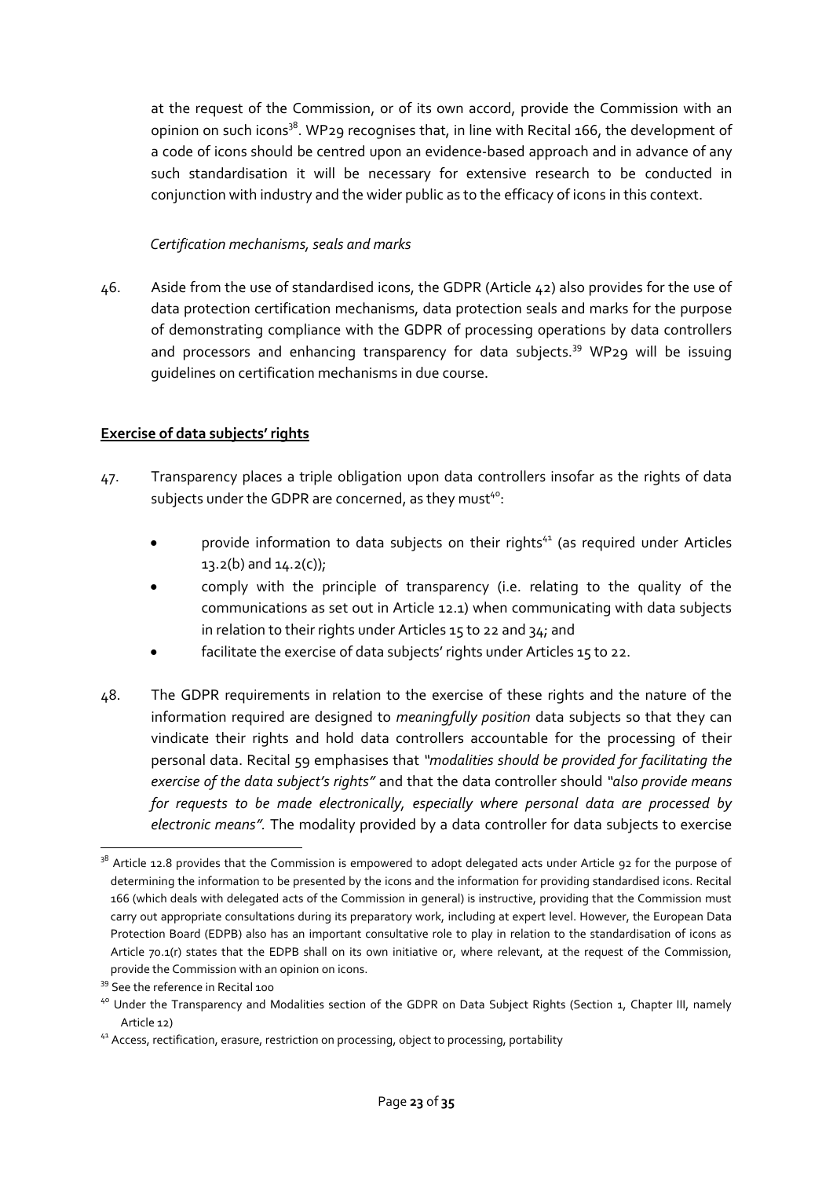at the request of the Commission, or of its own accord, provide the Commission with an opinion on such icons[38]. WP29 recognises that, in line with Recital 166, the development of a code of icons should be centred upon an evidence-based approach and in advance of any such standardisation it will be necessary for extensive research to be conducted in conjunction with industry and the wider public as to the efficacy of icons in this context.

*Certification mechanisms, seals and marks*

46. Aside from the use of standardised icons, the GDPR (Article 42) also provides for the use of data protection certification mechanisms, data protection seals and marks for the purpose of demonstrating compliance with the GDPR of processing operations by data controllers and processors and enhancing transparency for data subjects.[39] WP29 will be issuing guidelines on certification mechanisms in due course.

**Exercise of data subjects' rights**

47. Transparency places a triple obligation upon data controllers insofar as the rights of data subjects under the GDPR are concerned, as they must[40]:

- provide information to data subjects on their rights[41] (as required under Articles 13.2(b) and 14.2(c));
- comply with the principle of transparency (i.e. relating to the quality of the communications as set out in Article 12.1) when communicating with data subjects in relation to their rights under Articles 15 to 22 and 34; and
- facilitate the exercise of data subjects' rights under Articles 15 to 22.

48. The GDPR requirements in relation to the exercise of these rights and the nature of the information required are designed to *meaningfully position* data subjects so that they can vindicate their rights and hold data controllers accountable for the processing of their personal data. Recital 59 emphasises that *"modalities should be provided for facilitating the exercise of the data subject's rights"* and that the data controller should *"also provide means for requests to be made electronically, especially where personal data are processed by electronic means".* The modality provided by a data controller for data subjects to exercise

---

[38] Article 12.8 provides that the Commission is empowered to adopt delegated acts under Article 92 for the purpose of determining the information to be presented by the icons and the information for providing standardised icons. Recital 166 (which deals with delegated acts of the Commission in general) is instructive, providing that the Commission must carry out appropriate consultations during its preparatory work, including at expert level. However, the European Data Protection Board (EDPB) also has an important consultative role to play in relation to the standardisation of icons as Article 70.1(r) states that the EDPB shall on its own initiative or, where relevant, at the request of the Commission, provide the Commission with an opinion on icons.

[39] See the reference in Recital 100

[40] Under the Transparency and Modalities section of the GDPR on Data Subject Rights (Section 1, Chapter III, namely Article 12)

[41] Access, rectification, erasure, restriction on processing, object to processing, portability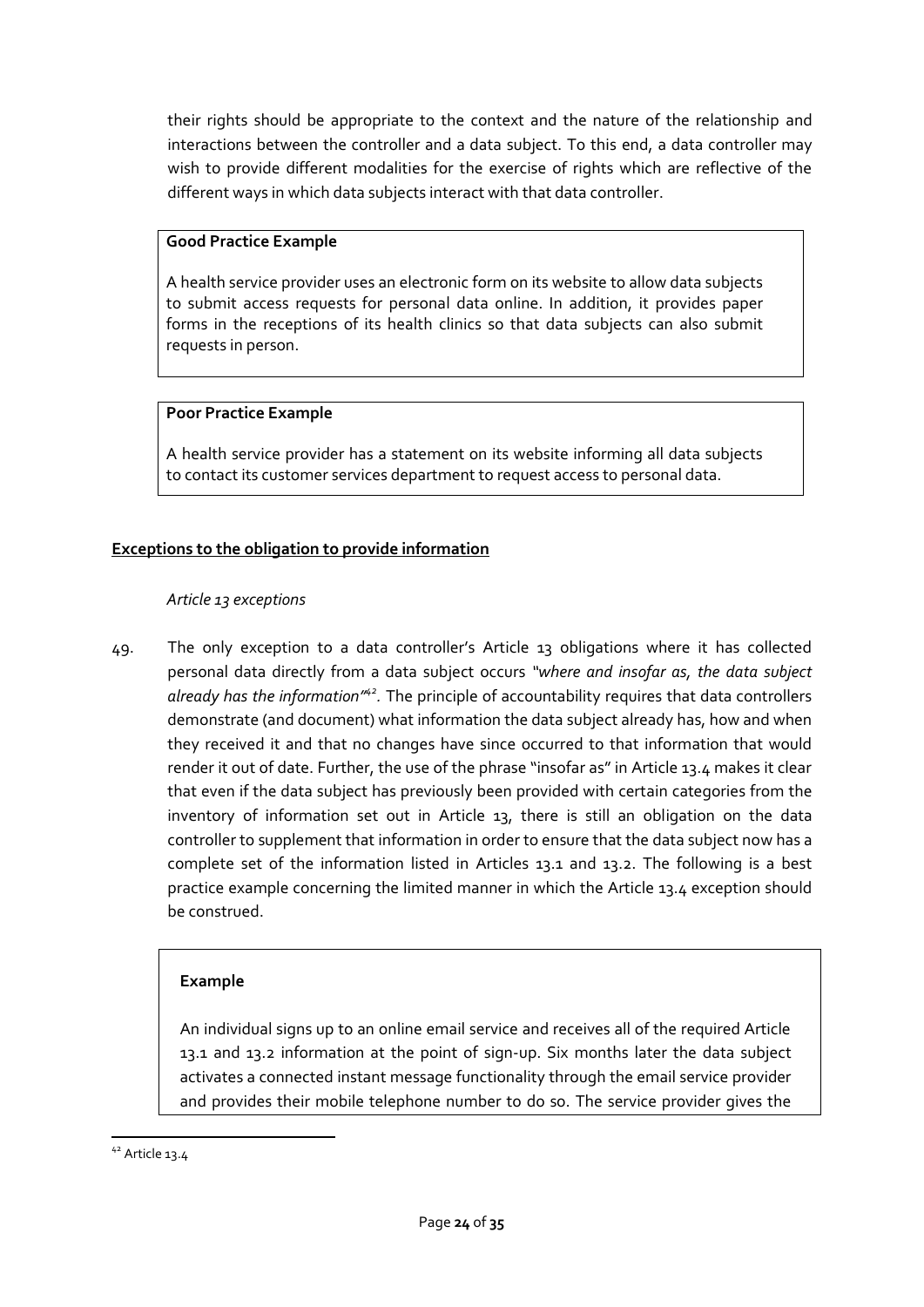their rights should be appropriate to the context and the nature of the relationship and interactions between the controller and a data subject. To this end, a data controller may wish to provide different modalities for the exercise of rights which are reflective of the different ways in which data subjects interact with that data controller.

> **Good Practice Example**
>
> A health service provider uses an electronic form on its website to allow data subjects to submit access requests for personal data online. In addition, it provides paper forms in the receptions of its health clinics so that data subjects can also submit requests in person.

> **Poor Practice Example**
>
> A health service provider has a statement on its website informing all data subjects to contact its customer services department to request access to personal data.

**Exceptions to the obligation to provide information**

*Article 13 exceptions*

49. The only exception to a data controller's Article 13 obligations where it has collected personal data directly from a data subject occurs *"where and insofar as, the data subject already has the information"*[42]. The principle of accountability requires that data controllers demonstrate (and document) what information the data subject already has, how and when they received it and that no changes have since occurred to that information that would render it out of date. Further, the use of the phrase "insofar as" in Article 13.4 makes it clear that even if the data subject has previously been provided with certain categories from the inventory of information set out in Article 13, there is still an obligation on the data controller to supplement that information in order to ensure that the data subject now has a complete set of the information listed in Articles 13.1 and 13.2. The following is a best practice example concerning the limited manner in which the Article 13.4 exception should be construed.

> **Example**
>
> An individual signs up to an online email service and receives all of the required Article 13.1 and 13.2 information at the point of sign-up. Six months later the data subject activates a connected instant message functionality through the email service provider and provides their mobile telephone number to do so. The service provider gives the

[42] Article 13.4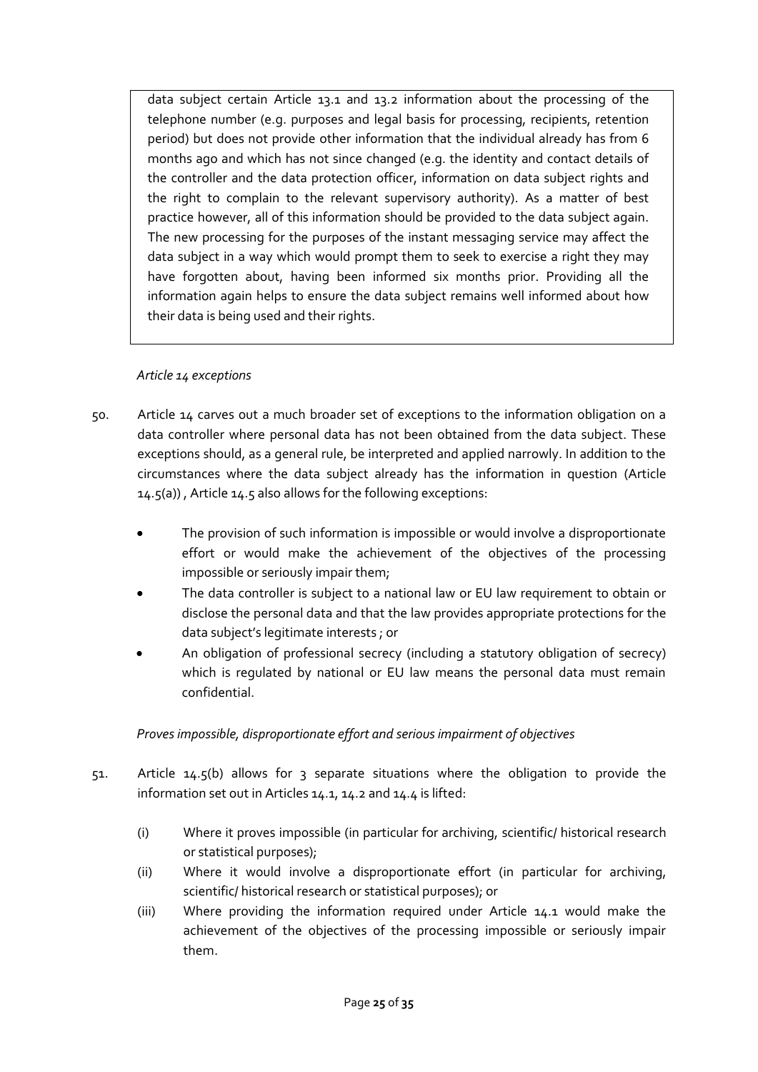data subject certain Article 13.1 and 13.2 information about the processing of the telephone number (e.g. purposes and legal basis for processing, recipients, retention period) but does not provide other information that the individual already has from 6 months ago and which has not since changed (e.g. the identity and contact details of the controller and the data protection officer, information on data subject rights and the right to complain to the relevant supervisory authority). As a matter of best practice however, all of this information should be provided to the data subject again. The new processing for the purposes of the instant messaging service may affect the data subject in a way which would prompt them to seek to exercise a right they may have forgotten about, having been informed six months prior. Providing all the information again helps to ensure the data subject remains well informed about how their data is being used and their rights.

*Article 14 exceptions*

50. Article 14 carves out a much broader set of exceptions to the information obligation on a data controller where personal data has not been obtained from the data subject. These exceptions should, as a general rule, be interpreted and applied narrowly. In addition to the circumstances where the data subject already has the information in question (Article 14.5(a)) , Article 14.5 also allows for the following exceptions:

- The provision of such information is impossible or would involve a disproportionate effort or would make the achievement of the objectives of the processing impossible or seriously impair them;
- The data controller is subject to a national law or EU law requirement to obtain or disclose the personal data and that the law provides appropriate protections for the data subject's legitimate interests ; or
- An obligation of professional secrecy (including a statutory obligation of secrecy) which is regulated by national or EU law means the personal data must remain confidential.

*Proves impossible, disproportionate effort and serious impairment of objectives*

51. Article 14.5(b) allows for 3 separate situations where the obligation to provide the information set out in Articles 14.1, 14.2 and 14.4 is lifted:

    (i) Where it proves impossible (in particular for archiving, scientific/ historical research or statistical purposes);

    (ii) Where it would involve a disproportionate effort (in particular for archiving, scientific/ historical research or statistical purposes); or

    (iii) Where providing the information required under Article 14.1 would make the achievement of the objectives of the processing impossible or seriously impair them.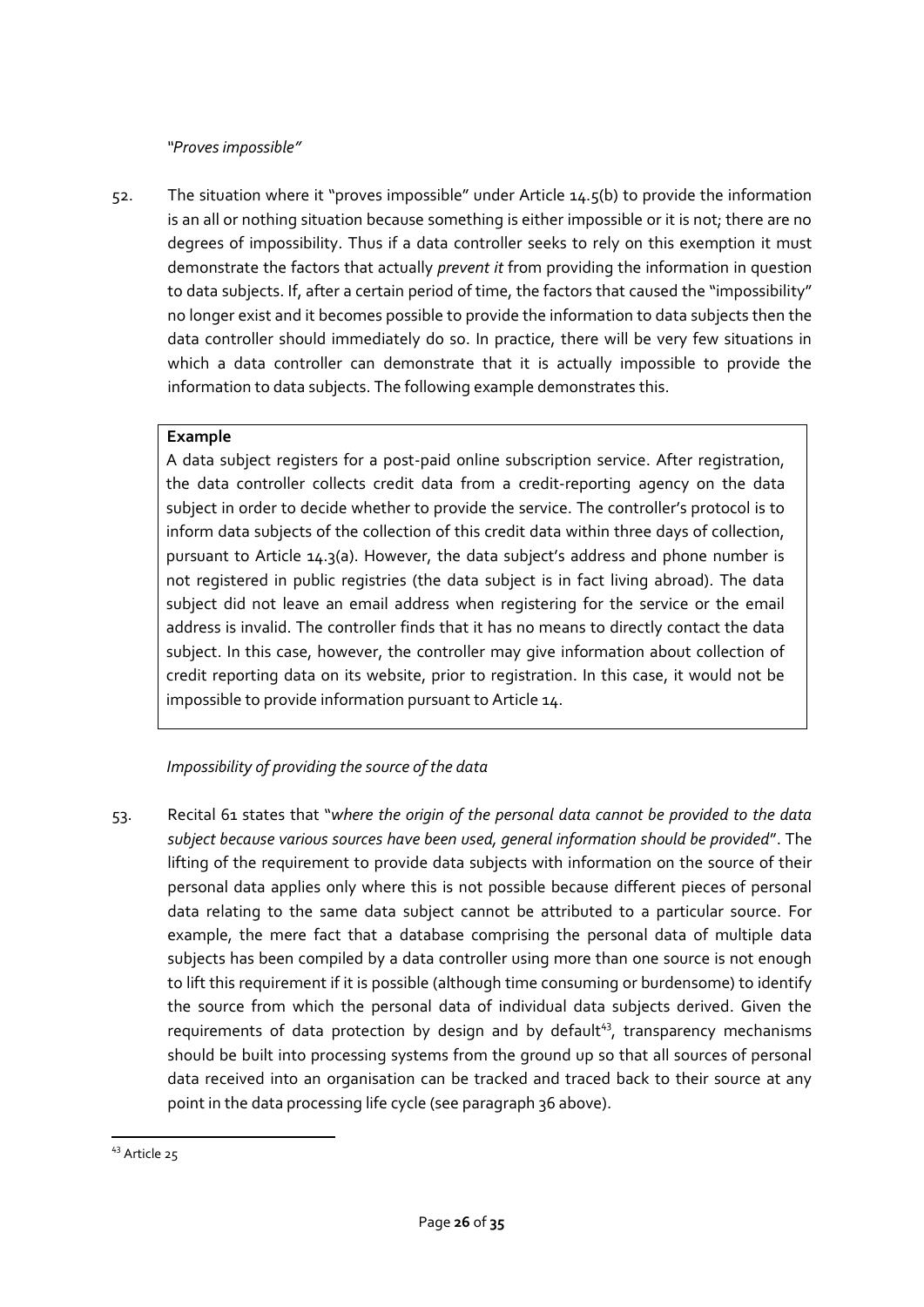*"Proves impossible"*

52. The situation where it "proves impossible" under Article 14.5(b) to provide the information is an all or nothing situation because something is either impossible or it is not; there are no degrees of impossibility. Thus if a data controller seeks to rely on this exemption it must demonstrate the factors that actually *prevent it* from providing the information in question to data subjects. If, after a certain period of time, the factors that caused the "impossibility" no longer exist and it becomes possible to provide the information to data subjects then the data controller should immediately do so. In practice, there will be very few situations in which a data controller can demonstrate that it is actually impossible to provide the information to data subjects. The following example demonstrates this.

> **Example**
>
> A data subject registers for a post-paid online subscription service. After registration, the data controller collects credit data from a credit-reporting agency on the data subject in order to decide whether to provide the service. The controller's protocol is to inform data subjects of the collection of this credit data within three days of collection, pursuant to Article 14.3(a). However, the data subject's address and phone number is not registered in public registries (the data subject is in fact living abroad). The data subject did not leave an email address when registering for the service or the email address is invalid. The controller finds that it has no means to directly contact the data subject. In this case, however, the controller may give information about collection of credit reporting data on its website, prior to registration. In this case, it would not be impossible to provide information pursuant to Article 14.

*Impossibility of providing the source of the data*

53. Recital 61 states that "*where the origin of the personal data cannot be provided to the data subject because various sources have been used, general information should be provided*". The lifting of the requirement to provide data subjects with information on the source of their personal data applies only where this is not possible because different pieces of personal data relating to the same data subject cannot be attributed to a particular source. For example, the mere fact that a database comprising the personal data of multiple data subjects has been compiled by a data controller using more than one source is not enough to lift this requirement if it is possible (although time consuming or burdensome) to identify the source from which the personal data of individual data subjects derived. Given the requirements of data protection by design and by default[43], transparency mechanisms should be built into processing systems from the ground up so that all sources of personal data received into an organisation can be tracked and traced back to their source at any point in the data processing life cycle (see paragraph 36 above).

[43] Article 25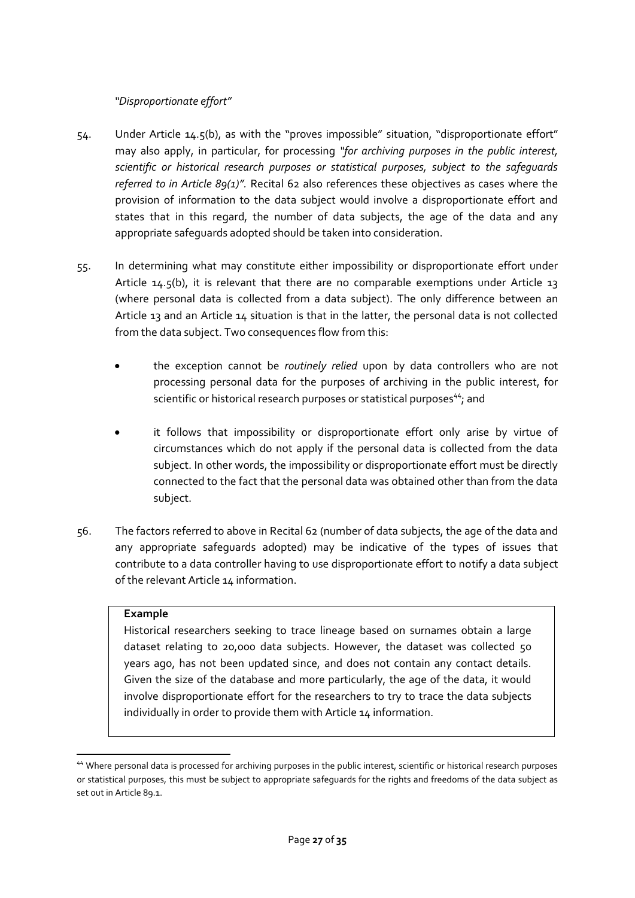*"Disproportionate effort"*

54. Under Article 14.5(b), as with the "proves impossible" situation, "disproportionate effort" may also apply, in particular, for processing *"for archiving purposes in the public interest, scientific or historical research purposes or statistical purposes, subject to the safeguards referred to in Article 89(1)".* Recital 62 also references these objectives as cases where the provision of information to the data subject would involve a disproportionate effort and states that in this regard, the number of data subjects, the age of the data and any appropriate safeguards adopted should be taken into consideration.

55. In determining what may constitute either impossibility or disproportionate effort under Article 14.5(b), it is relevant that there are no comparable exemptions under Article 13 (where personal data is collected from a data subject). The only difference between an Article 13 and an Article 14 situation is that in the latter, the personal data is not collected from the data subject. Two consequences flow from this:

- the exception cannot be *routinely relied* upon by data controllers who are not processing personal data for the purposes of archiving in the public interest, for scientific or historical research purposes or statistical purposes[44]; and
- it follows that impossibility or disproportionate effort only arise by virtue of circumstances which do not apply if the personal data is collected from the data subject. In other words, the impossibility or disproportionate effort must be directly connected to the fact that the personal data was obtained other than from the data subject.

56. The factors referred to above in Recital 62 (number of data subjects, the age of the data and any appropriate safeguards adopted) may be indicative of the types of issues that contribute to a data controller having to use disproportionate effort to notify a data subject of the relevant Article 14 information.

> **Example**
>
> Historical researchers seeking to trace lineage based on surnames obtain a large dataset relating to 20,000 data subjects. However, the dataset was collected 50 years ago, has not been updated since, and does not contain any contact details. Given the size of the database and more particularly, the age of the data, it would involve disproportionate effort for the researchers to try to trace the data subjects individually in order to provide them with Article 14 information.

[44] Where personal data is processed for archiving purposes in the public interest, scientific or historical research purposes or statistical purposes, this must be subject to appropriate safeguards for the rights and freedoms of the data subject as set out in Article 89.1.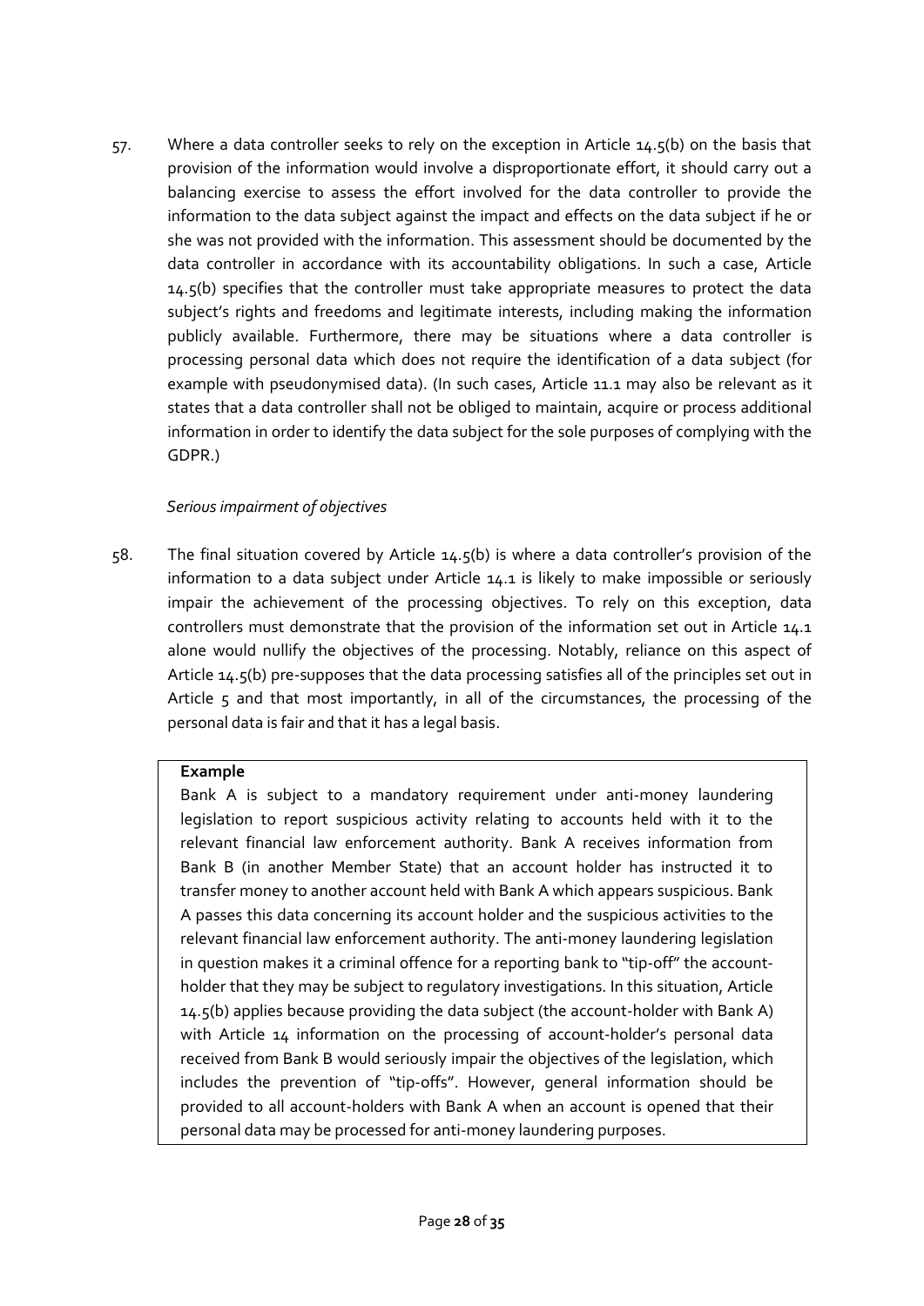57. Where a data controller seeks to rely on the exception in Article 14.5(b) on the basis that provision of the information would involve a disproportionate effort, it should carry out a balancing exercise to assess the effort involved for the data controller to provide the information to the data subject against the impact and effects on the data subject if he or she was not provided with the information. This assessment should be documented by the data controller in accordance with its accountability obligations. In such a case, Article 14.5(b) specifies that the controller must take appropriate measures to protect the data subject's rights and freedoms and legitimate interests, including making the information publicly available. Furthermore, there may be situations where a data controller is processing personal data which does not require the identification of a data subject (for example with pseudonymised data). (In such cases, Article 11.1 may also be relevant as it states that a data controller shall not be obliged to maintain, acquire or process additional information in order to identify the data subject for the sole purposes of complying with the GDPR.)

*Serious impairment of objectives*

58. The final situation covered by Article 14.5(b) is where a data controller's provision of the information to a data subject under Article 14.1 is likely to make impossible or seriously impair the achievement of the processing objectives. To rely on this exception, data controllers must demonstrate that the provision of the information set out in Article 14.1 alone would nullify the objectives of the processing. Notably, reliance on this aspect of Article 14.5(b) pre-supposes that the data processing satisfies all of the principles set out in Article 5 and that most importantly, in all of the circumstances, the processing of the personal data is fair and that it has a legal basis.

**Example**

Bank A is subject to a mandatory requirement under anti-money laundering legislation to report suspicious activity relating to accounts held with it to the relevant financial law enforcement authority. Bank A receives information from Bank B (in another Member State) that an account holder has instructed it to transfer money to another account held with Bank A which appears suspicious. Bank A passes this data concerning its account holder and the suspicious activities to the relevant financial law enforcement authority. The anti-money laundering legislation in question makes it a criminal offence for a reporting bank to "tip-off" the account-holder that they may be subject to regulatory investigations. In this situation, Article 14.5(b) applies because providing the data subject (the account-holder with Bank A) with Article 14 information on the processing of account-holder's personal data received from Bank B would seriously impair the objectives of the legislation, which includes the prevention of "tip-offs". However, general information should be provided to all account-holders with Bank A when an account is opened that their personal data may be processed for anti-money laundering purposes.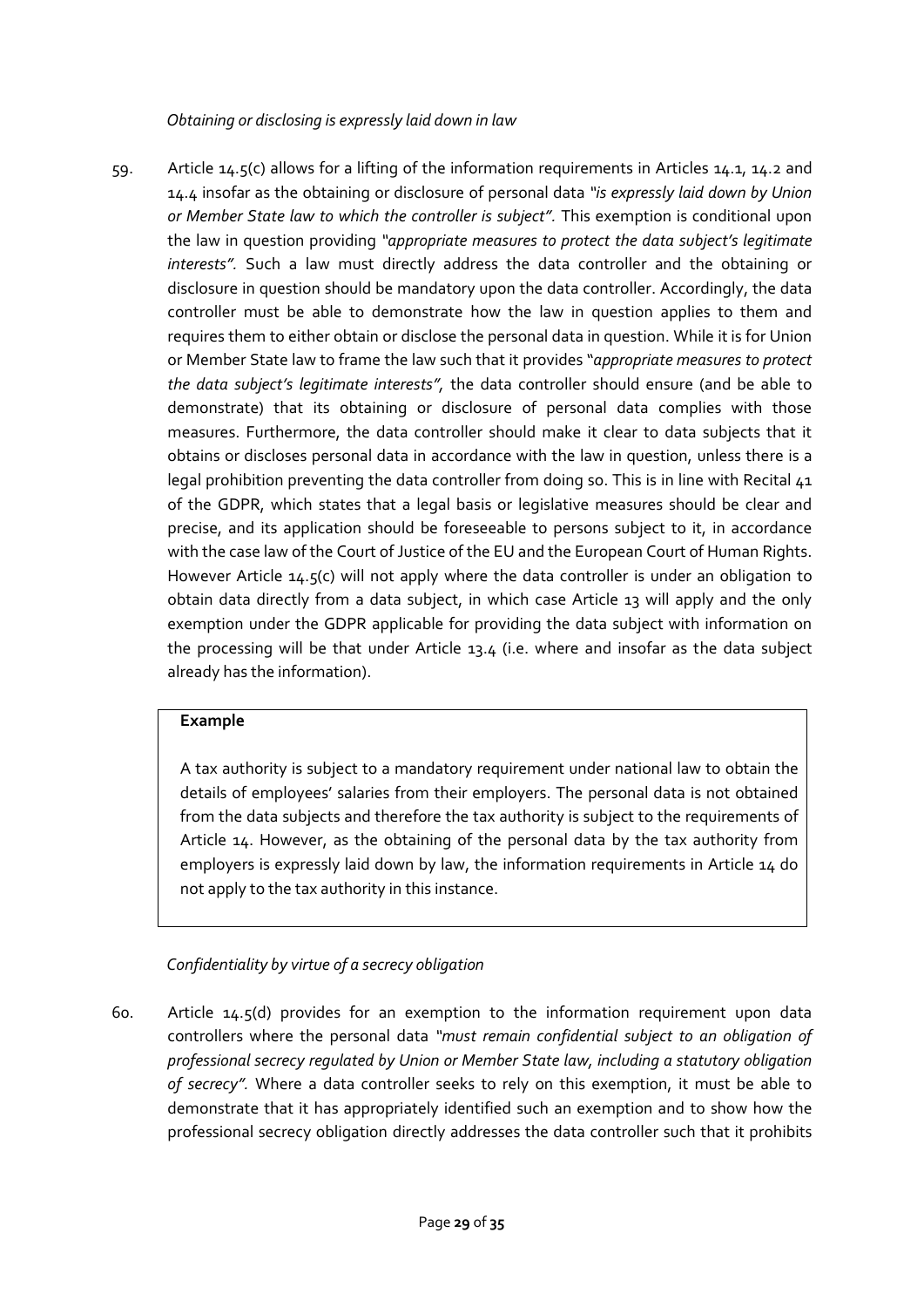*Obtaining or disclosing is expressly laid down in law*

59. Article 14.5(c) allows for a lifting of the information requirements in Articles 14.1, 14.2 and 14.4 insofar as the obtaining or disclosure of personal data *"is expressly laid down by Union or Member State law to which the controller is subject".* This exemption is conditional upon the law in question providing *"appropriate measures to protect the data subject's legitimate interests".* Such a law must directly address the data controller and the obtaining or disclosure in question should be mandatory upon the data controller. Accordingly, the data controller must be able to demonstrate how the law in question applies to them and requires them to either obtain or disclose the personal data in question. While it is for Union or Member State law to frame the law such that it provides "*appropriate measures to protect the data subject's legitimate interests",* the data controller should ensure (and be able to demonstrate) that its obtaining or disclosure of personal data complies with those measures. Furthermore, the data controller should make it clear to data subjects that it obtains or discloses personal data in accordance with the law in question, unless there is a legal prohibition preventing the data controller from doing so. This is in line with Recital 41 of the GDPR, which states that a legal basis or legislative measures should be clear and precise, and its application should be foreseeable to persons subject to it, in accordance with the case law of the Court of Justice of the EU and the European Court of Human Rights. However Article 14.5(c) will not apply where the data controller is under an obligation to obtain data directly from a data subject, in which case Article 13 will apply and the only exemption under the GDPR applicable for providing the data subject with information on the processing will be that under Article 13.4 (i.e. where and insofar as the data subject already has the information).

> **Example**
>
> A tax authority is subject to a mandatory requirement under national law to obtain the details of employees' salaries from their employers. The personal data is not obtained from the data subjects and therefore the tax authority is subject to the requirements of Article 14. However, as the obtaining of the personal data by the tax authority from employers is expressly laid down by law, the information requirements in Article 14 do not apply to the tax authority in this instance.

*Confidentiality by virtue of a secrecy obligation*

60. Article 14.5(d) provides for an exemption to the information requirement upon data controllers where the personal data *"must remain confidential subject to an obligation of professional secrecy regulated by Union or Member State law, including a statutory obligation of secrecy".* Where a data controller seeks to rely on this exemption, it must be able to demonstrate that it has appropriately identified such an exemption and to show how the professional secrecy obligation directly addresses the data controller such that it prohibits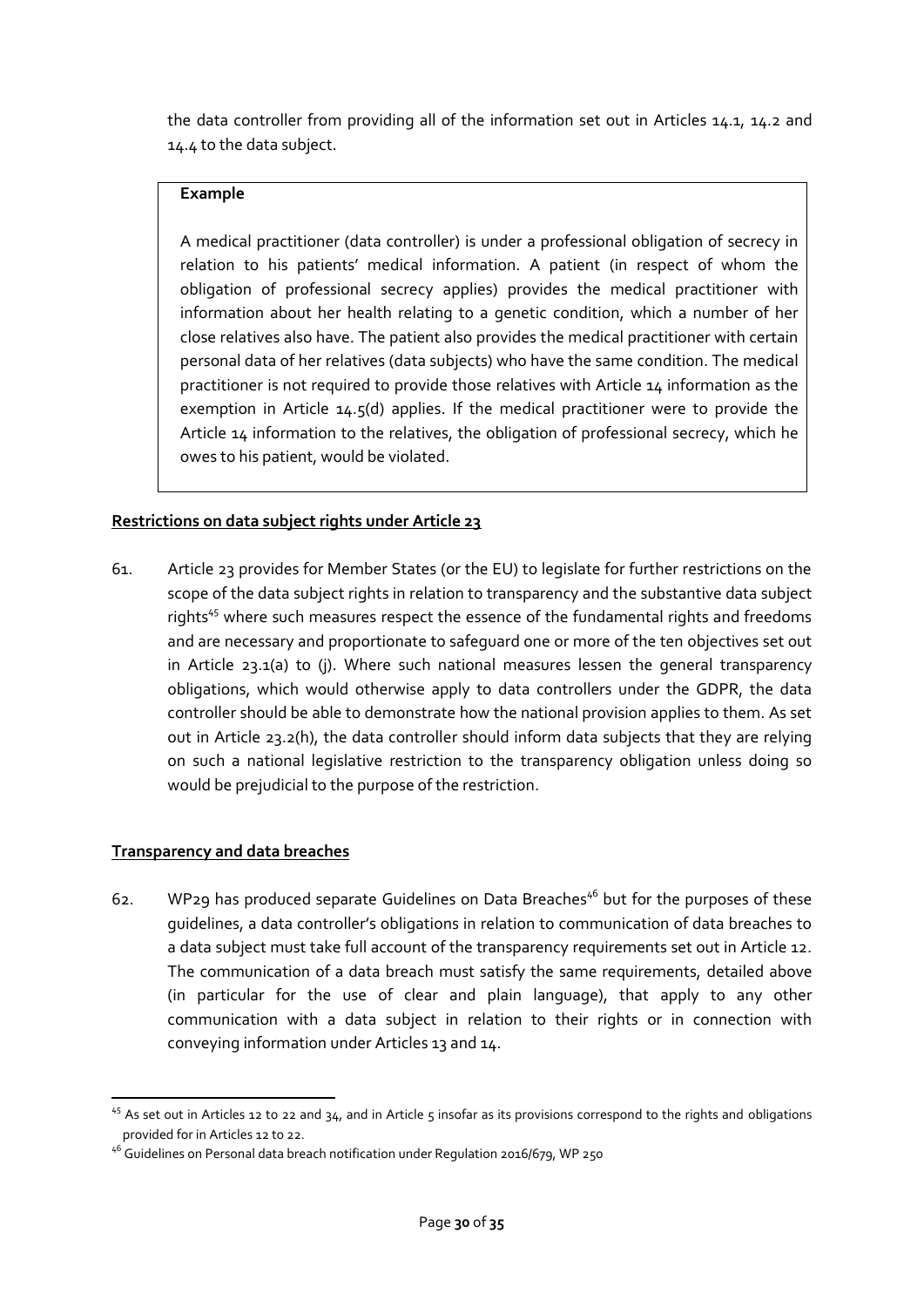the data controller from providing all of the information set out in Articles 14.1, 14.2 and 14.4 to the data subject.

> **Example**
>
> A medical practitioner (data controller) is under a professional obligation of secrecy in relation to his patients' medical information. A patient (in respect of whom the obligation of professional secrecy applies) provides the medical practitioner with information about her health relating to a genetic condition, which a number of her close relatives also have. The patient also provides the medical practitioner with certain personal data of her relatives (data subjects) who have the same condition. The medical practitioner is not required to provide those relatives with Article 14 information as the exemption in Article 14.5(d) applies. If the medical practitioner were to provide the Article 14 information to the relatives, the obligation of professional secrecy, which he owes to his patient, would be violated.

**Restrictions on data subject rights under Article 23**

61. Article 23 provides for Member States (or the EU) to legislate for further restrictions on the scope of the data subject rights in relation to transparency and the substantive data subject rights[45] where such measures respect the essence of the fundamental rights and freedoms and are necessary and proportionate to safeguard one or more of the ten objectives set out in Article 23.1(a) to (j). Where such national measures lessen the general transparency obligations, which would otherwise apply to data controllers under the GDPR, the data controller should be able to demonstrate how the national provision applies to them. As set out in Article 23.2(h), the data controller should inform data subjects that they are relying on such a national legislative restriction to the transparency obligation unless doing so would be prejudicial to the purpose of the restriction.

**Transparency and data breaches**

62. WP29 has produced separate Guidelines on Data Breaches[46] but for the purposes of these guidelines, a data controller's obligations in relation to communication of data breaches to a data subject must take full account of the transparency requirements set out in Article 12. The communication of a data breach must satisfy the same requirements, detailed above (in particular for the use of clear and plain language), that apply to any other communication with a data subject in relation to their rights or in connection with conveying information under Articles 13 and 14.

---

[45] As set out in Articles 12 to 22 and 34, and in Article 5 insofar as its provisions correspond to the rights and obligations provided for in Articles 12 to 22.

[46] Guidelines on Personal data breach notification under Regulation 2016/679, WP 250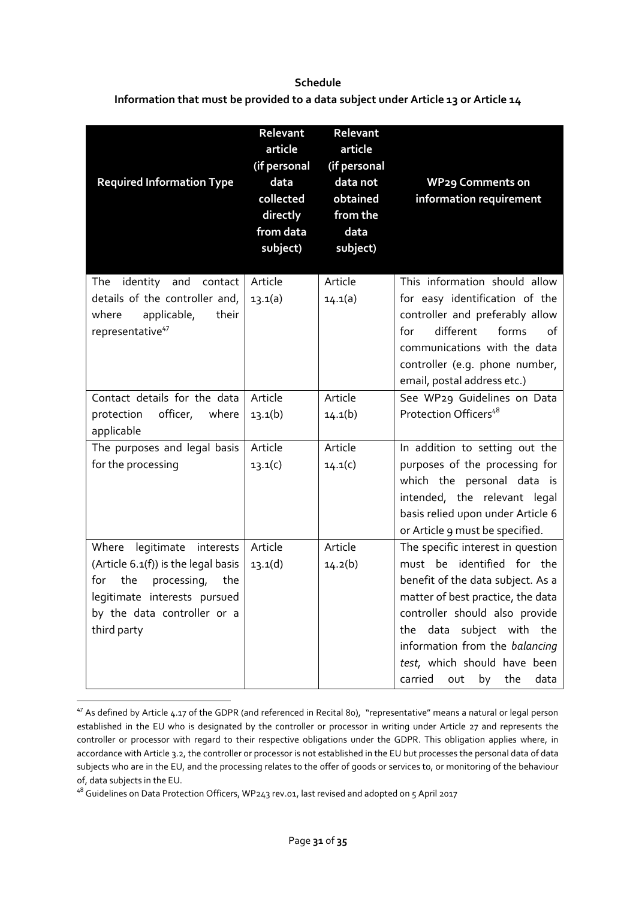**Schedule**

**Information that must be provided to a data subject under Article 13 or Article 14**

| Required Information Type | Relevant article (if personal data collected directly from data subject) | Relevant article (if personal data not obtained from the data subject) | WP29 Comments on information requirement |
|---|---|---|---|
| The identity and contact details of the controller and, where applicable, their representative[47] | Article 13.1(a) | Article 14.1(a) | This information should allow for easy identification of the controller and preferably allow for different forms of communications with the data controller (e.g. phone number, email, postal address etc.) |
| Contact details for the data protection officer, where applicable | Article 13.1(b) | Article 14.1(b) | See WP29 Guidelines on Data Protection Officers[48] |
| The purposes and legal basis for the processing | Article 13.1(c) | Article 14.1(c) | In addition to setting out the purposes of the processing for which the personal data is intended, the relevant legal basis relied upon under Article 6 or Article 9 must be specified. |
| Where legitimate interests (Article 6.1(f)) is the legal basis for the processing, the legitimate interests pursued by the data controller or a third party | Article 13.1(d) | Article 14.2(b) | The specific interest in question must be identified for the benefit of the data subject. As a matter of best practice, the data controller should also provide the data subject with the information from the *balancing test*, which should have been carried out by the data |

[47] As defined by Article 4.17 of the GDPR (and referenced in Recital 80), "representative" means a natural or legal person established in the EU who is designated by the controller or processor in writing under Article 27 and represents the controller or processor with regard to their respective obligations under the GDPR. This obligation applies where, in accordance with Article 3.2, the controller or processor is not established in the EU but processes the personal data of data subjects who are in the EU, and the processing relates to the offer of goods or services to, or monitoring of the behaviour of, data subjects in the EU.

[48] Guidelines on Data Protection Officers, WP243 rev.01, last revised and adopted on 5 April 2017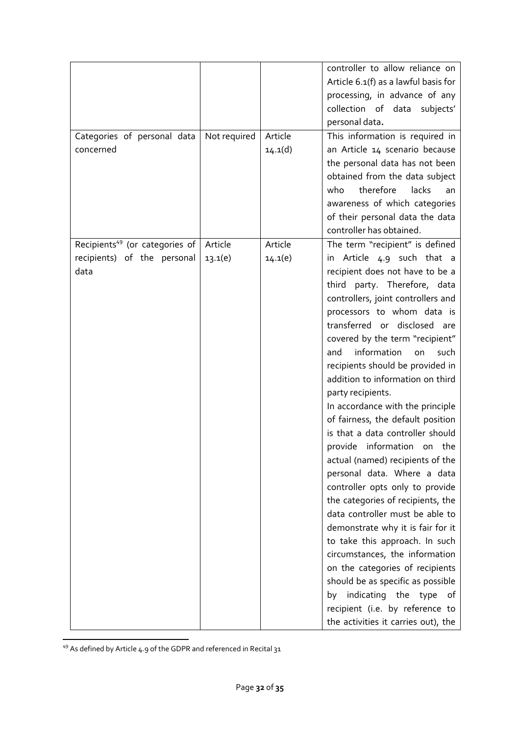| | | | |
|---|---|---|---|
| | | | controller to allow reliance on Article 6.1(f) as a lawful basis for processing, in advance of any collection of data subjects' personal data**.** |
| Categories of personal data concerned | Not required | Article 14.1(d) | This information is required in an Article 14 scenario because the personal data has not been obtained from the data subject who therefore lacks an awareness of which categories of their personal data the data controller has obtained. |
| Recipients[49] (or categories of recipients) of the personal data | Article 13.1(e) | Article 14.1(e) | The term "recipient" is defined in Article 4.9 such that a recipient does not have to be a third party. Therefore, data controllers, joint controllers and processors to whom data is transferred or disclosed are covered by the term "recipient" and information on such recipients should be provided in addition to information on third party recipients. In accordance with the principle of fairness, the default position is that a data controller should provide information on the actual (named) recipients of the personal data. Where a data controller opts only to provide the categories of recipients, the data controller must be able to demonstrate why it is fair for it to take this approach. In such circumstances, the information on the categories of recipients should be as specific as possible by indicating the type of recipient (i.e. by reference to the activities it carries out), the |

[49] As defined by Article 4.9 of the GDPR and referenced in Recital 31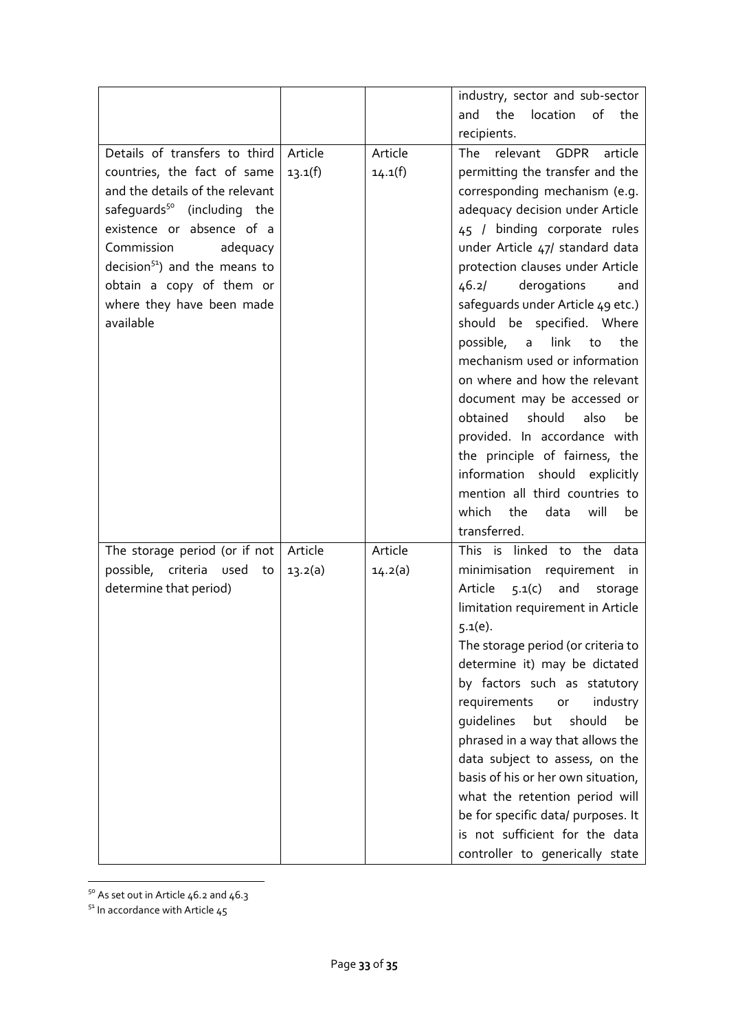| | | | |
|---|---|---|---|
| | | | industry, sector and sub-sector and the location of the recipients. |
| Details of transfers to third countries, the fact of same and the details of the relevant safeguards[50] (including the existence or absence of a Commission adequacy decision[51]) and the means to obtain a copy of them or where they have been made available | Article 13.1(f) | Article 14.1(f) | The relevant GDPR article permitting the transfer and the corresponding mechanism (e.g. adequacy decision under Article 45 / binding corporate rules under Article 47/ standard data protection clauses under Article 46.2/ derogations and safeguards under Article 49 etc.) should be specified. Where possible, a link to the mechanism used or information on where and how the relevant document may be accessed or obtained should also be provided. In accordance with the principle of fairness, the information should explicitly mention all third countries to which the data will be transferred. |
| The storage period (or if not possible, criteria used to determine that period) | Article 13.2(a) | Article 14.2(a) | This is linked to the data minimisation requirement in Article 5.1(c) and storage limitation requirement in Article 5.1(e).<br>The storage period (or criteria to determine it) may be dictated by factors such as statutory requirements or industry guidelines but should be phrased in a way that allows the data subject to assess, on the basis of his or her own situation, what the retention period will be for specific data/ purposes. It is not sufficient for the data controller to generically state |

[50] As set out in Article 46.2 and 46.3

[51] In accordance with Article 45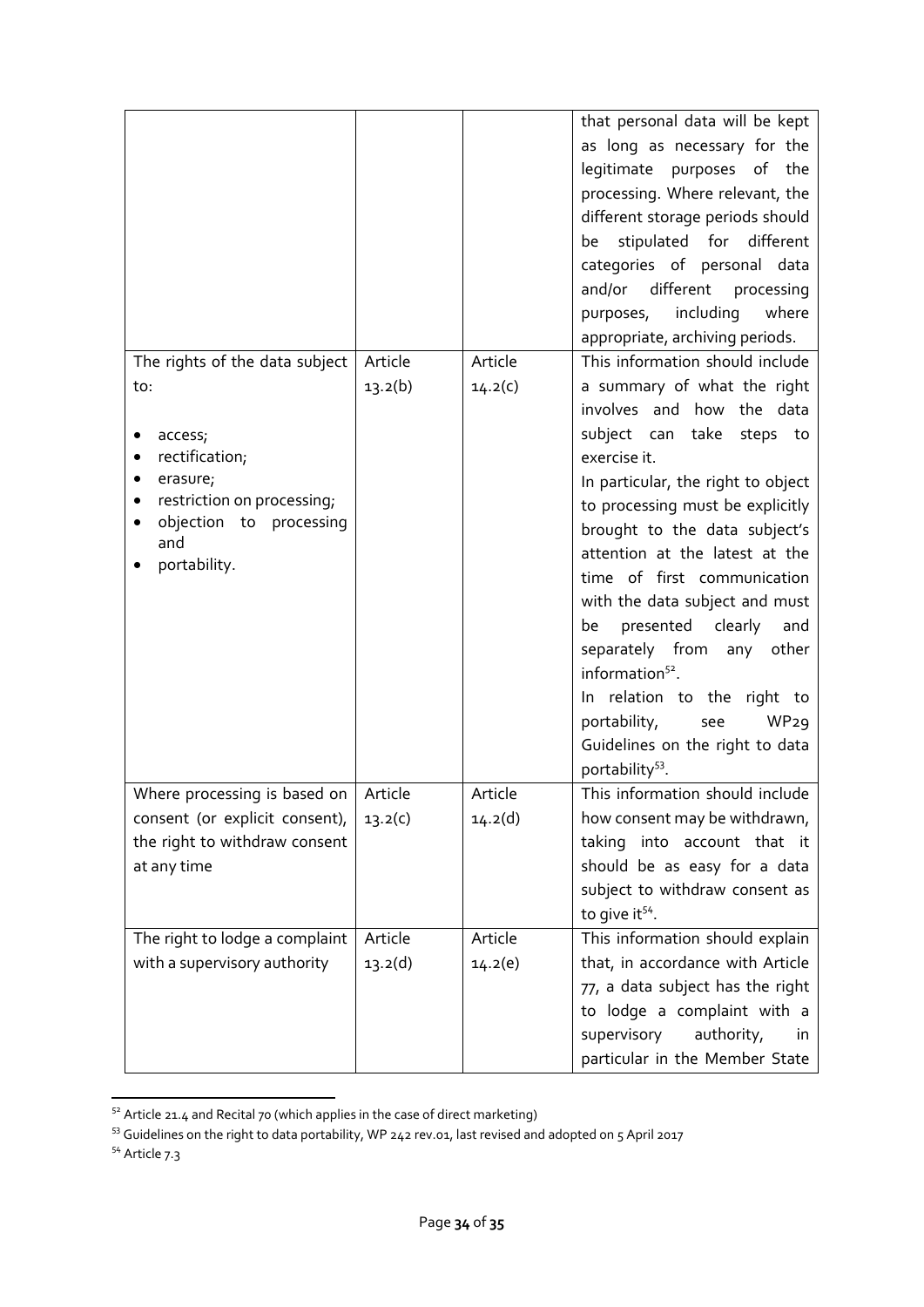| | | | |
|---|---|---|---|
| | | | that personal data will be kept as long as necessary for the legitimate purposes of the processing. Where relevant, the different storage periods should be stipulated for different categories of personal data and/or different processing purposes, including where appropriate, archiving periods. |
| The rights of the data subject to:<br><br>• access;<br>• rectification;<br>• erasure;<br>• restriction on processing;<br>• objection to processing and<br>• portability. | Article 13.2(b) | Article 14.2(c) | This information should include a summary of what the right involves and how the data subject can take steps to exercise it.<br>In particular, the right to object to processing must be explicitly brought to the data subject's attention at the latest at the time of first communication with the data subject and must be presented clearly and separately from any other information[52].<br>In relation to the right to portability, see WP29 Guidelines on the right to data portability[53]. |
| Where processing is based on consent (or explicit consent), the right to withdraw consent at any time | Article 13.2(c) | Article 14.2(d) | This information should include how consent may be withdrawn, taking into account that it should be as easy for a data subject to withdraw consent as to give it[54]. |
| The right to lodge a complaint with a supervisory authority | Article 13.2(d) | Article 14.2(e) | This information should explain that, in accordance with Article 77, a data subject has the right to lodge a complaint with a supervisory authority, in particular in the Member State |

[52] Article 21.4 and Recital 70 (which applies in the case of direct marketing)

[53] Guidelines on the right to data portability, WP 242 rev.01, last revised and adopted on 5 April 2017

[54] Article 7.3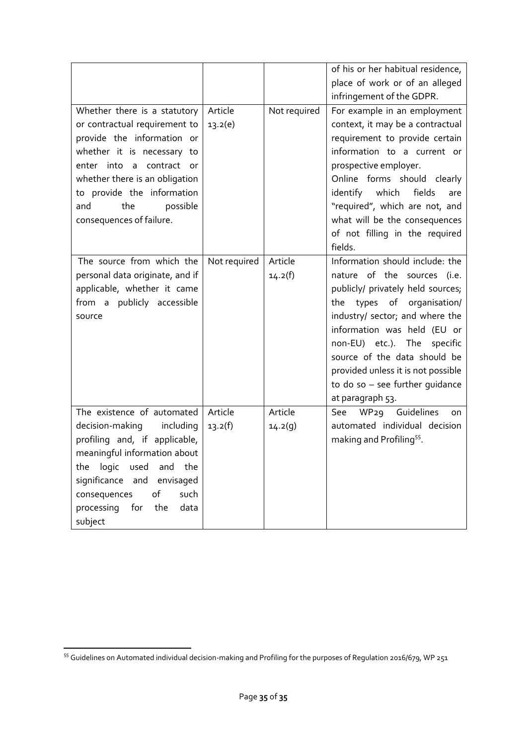| | | | |
|---|---|---|---|
| | | | of his or her habitual residence, place of work or of an alleged infringement of the GDPR. |
| Whether there is a statutory or contractual requirement to provide the information or whether it is necessary to enter into a contract or whether there is an obligation to provide the information and the possible consequences of failure. | Article 13.2(e) | Not required | For example in an employment context, it may be a contractual requirement to provide certain information to a current or prospective employer. Online forms should clearly identify which fields are "required", which are not, and what will be the consequences of not filling in the required fields. |
| The source from which the personal data originate, and if applicable, whether it came from a publicly accessible source | Not required | Article 14.2(f) | Information should include: the nature of the sources (i.e. publicly/ privately held sources; the types of organisation/ industry/ sector; and where the information was held (EU or non-EU) etc.). The specific source of the data should be provided unless it is not possible to do so – see further guidance at paragraph 53. |
| The existence of automated decision-making including profiling and, if applicable, meaningful information about the logic used and the significance and envisaged consequences of such processing for the data subject | Article 13.2(f) | Article 14.2(g) | See WP29 Guidelines on automated individual decision making and Profiling[55]. |

[55] Guidelines on Automated individual decision-making and Profiling for the purposes of Regulation 2016/679, WP 251